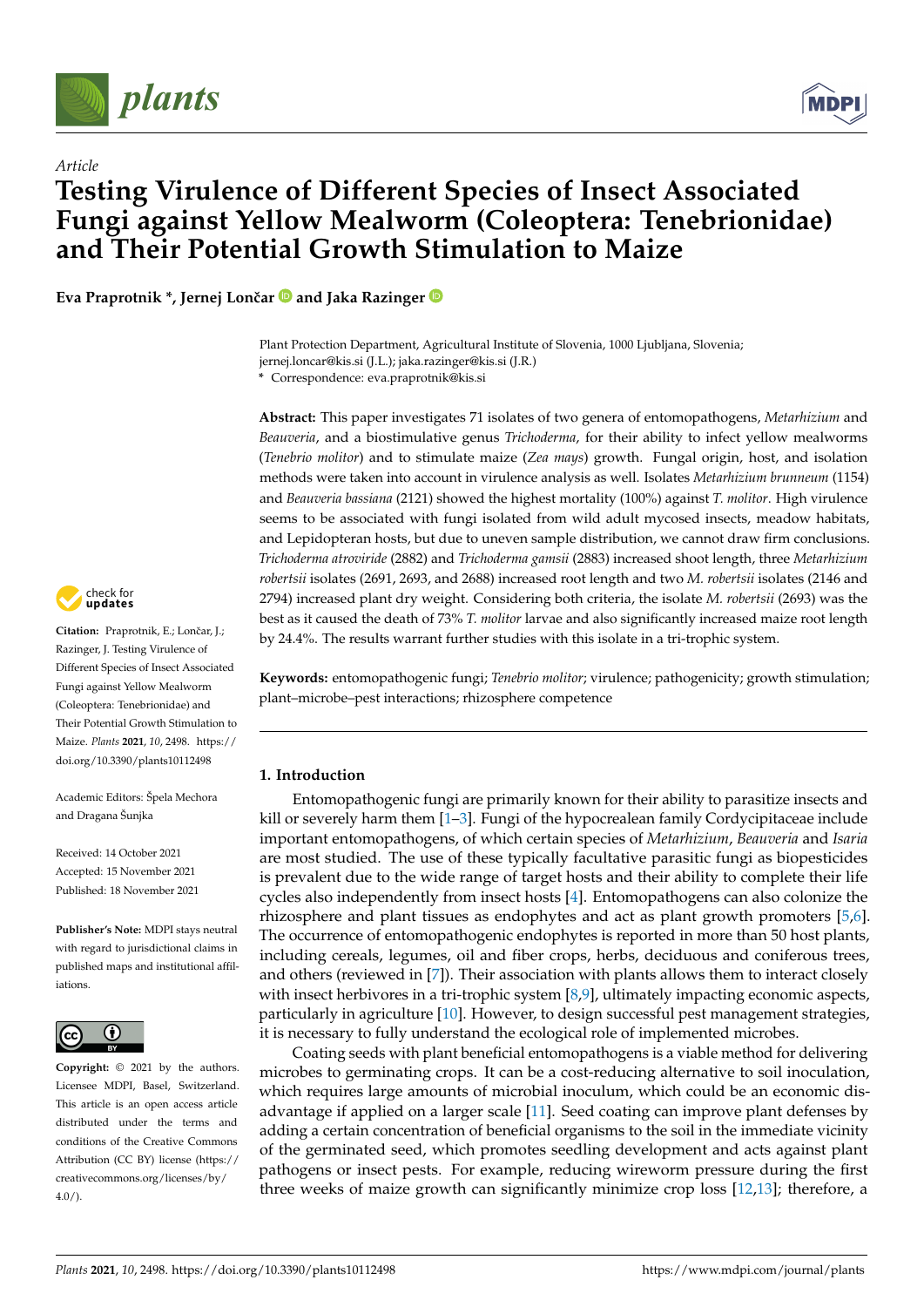*Article*

# Testing Virulence of Different Species of Insect Associated Fungi against Yellow Mealworm (Coleoptera: Tenebrionidae) and Their Potential Growth Stimulation to Maize

**Eva Praprotnik \*, Jernej Lončar and Jaka Razinger**

Plant Protection Department, Agricultural Institute of Slovenia, 1000 Ljubljana, Slovenia; jernej.loncar@kis.si (J.L.); jaka.razinger@kis.si (J.R.)
\* Correspondence: eva.praprotnik@kis.si

**Abstract:** This paper investigates 71 isolates of two genera of entomopathogens, *Metarhizium* and *Beauveria*, and a biostimulative genus *Trichoderma*, for their ability to infect yellow mealworms (*Tenebrio molitor*) and to stimulate maize (*Zea mays*) growth. Fungal origin, host, and isolation methods were taken into account in virulence analysis as well. Isolates *Metarhizium brunneum* (1154) and *Beauveria bassiana* (2121) showed the highest mortality (100%) against *T. molitor*. High virulence seems to be associated with fungi isolated from wild adult mycosed insects, meadow habitats, and Lepidopteran hosts, but due to uneven sample distribution, we cannot draw firm conclusions. *Trichoderma atroviride* (2882) and *Trichoderma gamsii* (2883) increased shoot length, three *Metarhizium robertsii* isolates (2691, 2693, and 2688) increased root length and two *M. robertsii* isolates (2146 and 2794) increased plant dry weight. Considering both criteria, the isolate *M. robertsii* (2693) was the best as it caused the death of 73% *T. molitor* larvae and also significantly increased maize root length by 24.4%. The results warrant further studies with this isolate in a tri-trophic system.

**Keywords:** entomopathogenic fungi; *Tenebrio molitor*; virulence; pathogenicity; growth stimulation; plant–microbe–pest interactions; rhizosphere competence

**Citation:** Praprotnik, E.; Lončar, J.; Razinger, J. Testing Virulence of Different Species of Insect Associated Fungi against Yellow Mealworm (Coleoptera: Tenebrionidae) and Their Potential Growth Stimulation to Maize. *Plants* **2021**, *10*, 2498. https://doi.org/10.3390/plants10112498

Academic Editors: Špela Mechora and Dragana Šunjka

Received: 14 October 2021
Accepted: 15 November 2021
Published: 18 November 2021

**Publisher's Note:** MDPI stays neutral with regard to jurisdictional claims in published maps and institutional affiliations.

**Copyright:** © 2021 by the authors. Licensee MDPI, Basel, Switzerland. This article is an open access article distributed under the terms and conditions of the Creative Commons Attribution (CC BY) license (https://creativecommons.org/licenses/by/4.0/).

## 1. Introduction

Entomopathogenic fungi are primarily known for their ability to parasitize insects and kill or severely harm them [1–3]. Fungi of the hypocrealean family Cordycipitaceae include important entomopathogens, of which certain species of *Metarhizium*, *Beauveria* and *Isaria* are most studied. The use of these typically facultative parasitic fungi as biopesticides is prevalent due to the wide range of target hosts and their ability to complete their life cycles also independently from insect hosts [4]. Entomopathogens can also colonize the rhizosphere and plant tissues as endophytes and act as plant growth promoters [5,6]. The occurrence of entomopathogenic endophytes is reported in more than 50 host plants, including cereals, legumes, oil and fiber crops, herbs, deciduous and coniferous trees, and others (reviewed in [7]). Their association with plants allows them to interact closely with insect herbivores in a tri-trophic system [8,9], ultimately impacting economic aspects, particularly in agriculture [10]. However, to design successful pest management strategies, it is necessary to fully understand the ecological role of implemented microbes.

Coating seeds with plant beneficial entomopathogens is a viable method for delivering microbes to germinating crops. It can be a cost-reducing alternative to soil inoculation, which requires large amounts of microbial inoculum, which could be an economic disadvantage if applied on a larger scale [11]. Seed coating can improve plant defenses by adding a certain concentration of beneficial organisms to the soil in the immediate vicinity of the germinated seed, which promotes seedling development and acts against plant pathogens or insect pests. For example, reducing wireworm pressure during the first three weeks of maize growth can significantly minimize crop loss [12,13]; therefore, a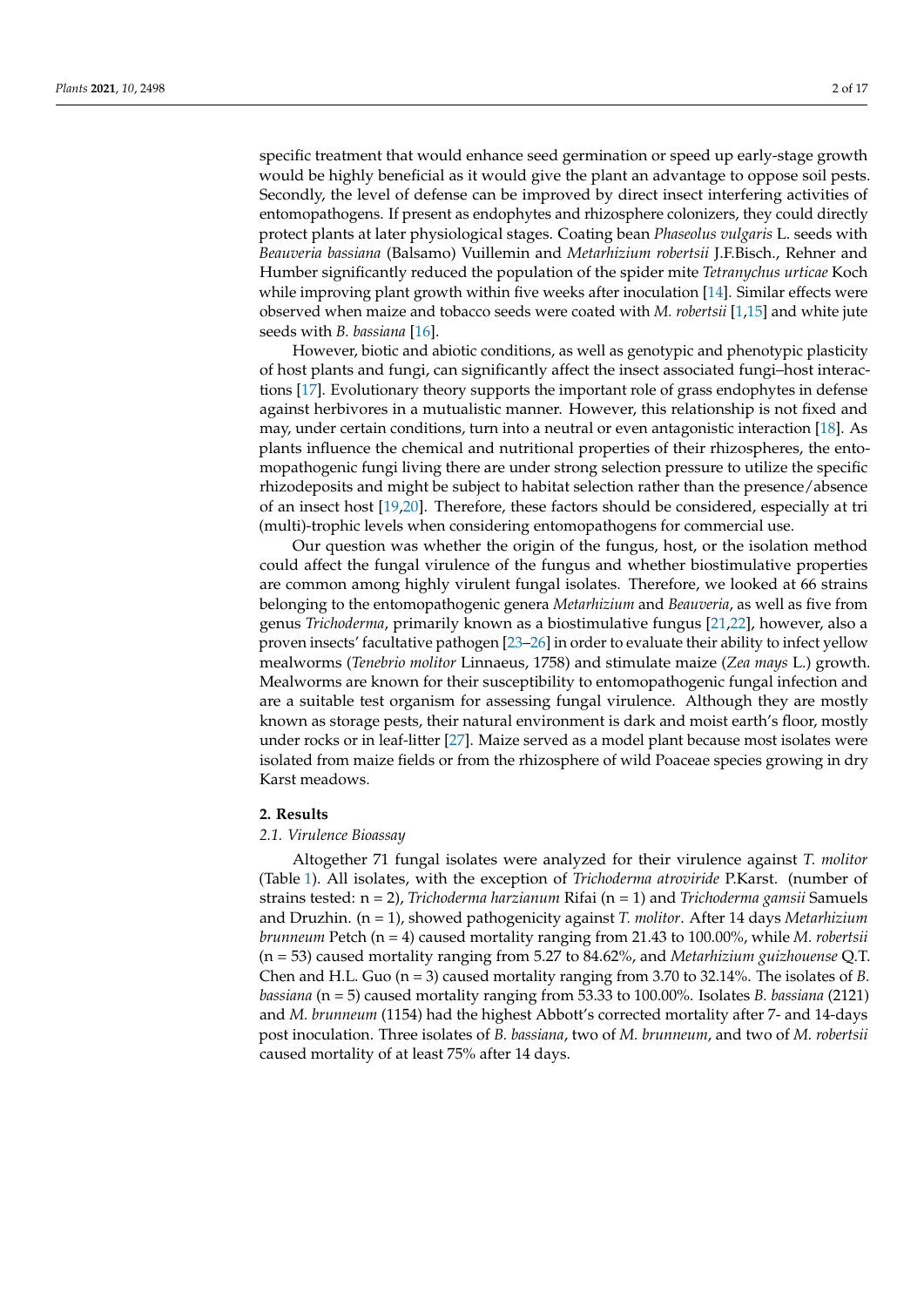specific treatment that would enhance seed germination or speed up early-stage growth would be highly beneficial as it would give the plant an advantage to oppose soil pests. Secondly, the level of defense can be improved by direct insect interfering activities of entomopathogens. If present as endophytes and rhizosphere colonizers, they could directly protect plants at later physiological stages. Coating bean *Phaseolus vulgaris* L. seeds with *Beauveria bassiana* (Balsamo) Vuillemin and *Metarhizium robertsii* J.F.Bisch., Rehner and Humber significantly reduced the population of the spider mite *Tetranychus urticae* Koch while improving plant growth within five weeks after inoculation [14]. Similar effects were observed when maize and tobacco seeds were coated with *M. robertsii* [1,15] and white jute seeds with *B. bassiana* [16].

However, biotic and abiotic conditions, as well as genotypic and phenotypic plasticity of host plants and fungi, can significantly affect the insect associated fungi–host interactions [17]. Evolutionary theory supports the important role of grass endophytes in defense against herbivores in a mutualistic manner. However, this relationship is not fixed and may, under certain conditions, turn into a neutral or even antagonistic interaction [18]. As plants influence the chemical and nutritional properties of their rhizospheres, the entomopathogenic fungi living there are under strong selection pressure to utilize the specific rhizodeposits and might be subject to habitat selection rather than the presence/absence of an insect host [19,20]. Therefore, these factors should be considered, especially at tri (multi)-trophic levels when considering entomopathogens for commercial use.

Our question was whether the origin of the fungus, host, or the isolation method could affect the fungal virulence of the fungus and whether biostimulative properties are common among highly virulent fungal isolates. Therefore, we looked at 66 strains belonging to the entomopathogenic genera *Metarhizium* and *Beauveria*, as well as five from genus *Trichoderma*, primarily known as a biostimulative fungus [21,22], however, also a proven insects' facultative pathogen [23–26] in order to evaluate their ability to infect yellow mealworms (*Tenebrio molitor* Linnaeus, 1758) and stimulate maize (*Zea mays* L.) growth. Mealworms are known for their susceptibility to entomopathogenic fungal infection and are a suitable test organism for assessing fungal virulence. Although they are mostly known as storage pests, their natural environment is dark and moist earth's floor, mostly under rocks or in leaf-litter [27]. Maize served as a model plant because most isolates were isolated from maize fields or from the rhizosphere of wild Poaceae species growing in dry Karst meadows.

## 2. Results

### 2.1. Virulence Bioassay

Altogether 71 fungal isolates were analyzed for their virulence against *T. molitor* (Table 1). All isolates, with the exception of *Trichoderma atroviride* P.Karst. (number of strains tested: n = 2), *Trichoderma harzianum* Rifai (n = 1) and *Trichoderma gamsii* Samuels and Druzhin. (n = 1), showed pathogenicity against *T. molitor*. After 14 days *Metarhizium brunneum* Petch (n = 4) caused mortality ranging from 21.43 to 100.00%, while *M. robertsii* (n = 53) caused mortality ranging from 5.27 to 84.62%, and *Metarhizium guizhouense* Q.T. Chen and H.L. Guo (n = 3) caused mortality ranging from 3.70 to 32.14%. The isolates of *B. bassiana* (n = 5) caused mortality ranging from 53.33 to 100.00%. Isolates *B. bassiana* (2121) and *M. brunneum* (1154) had the highest Abbott's corrected mortality after 7- and 14-days post inoculation. Three isolates of *B. bassiana*, two of *M. brunneum*, and two of *M. robertsii* caused mortality of at least 75% after 14 days.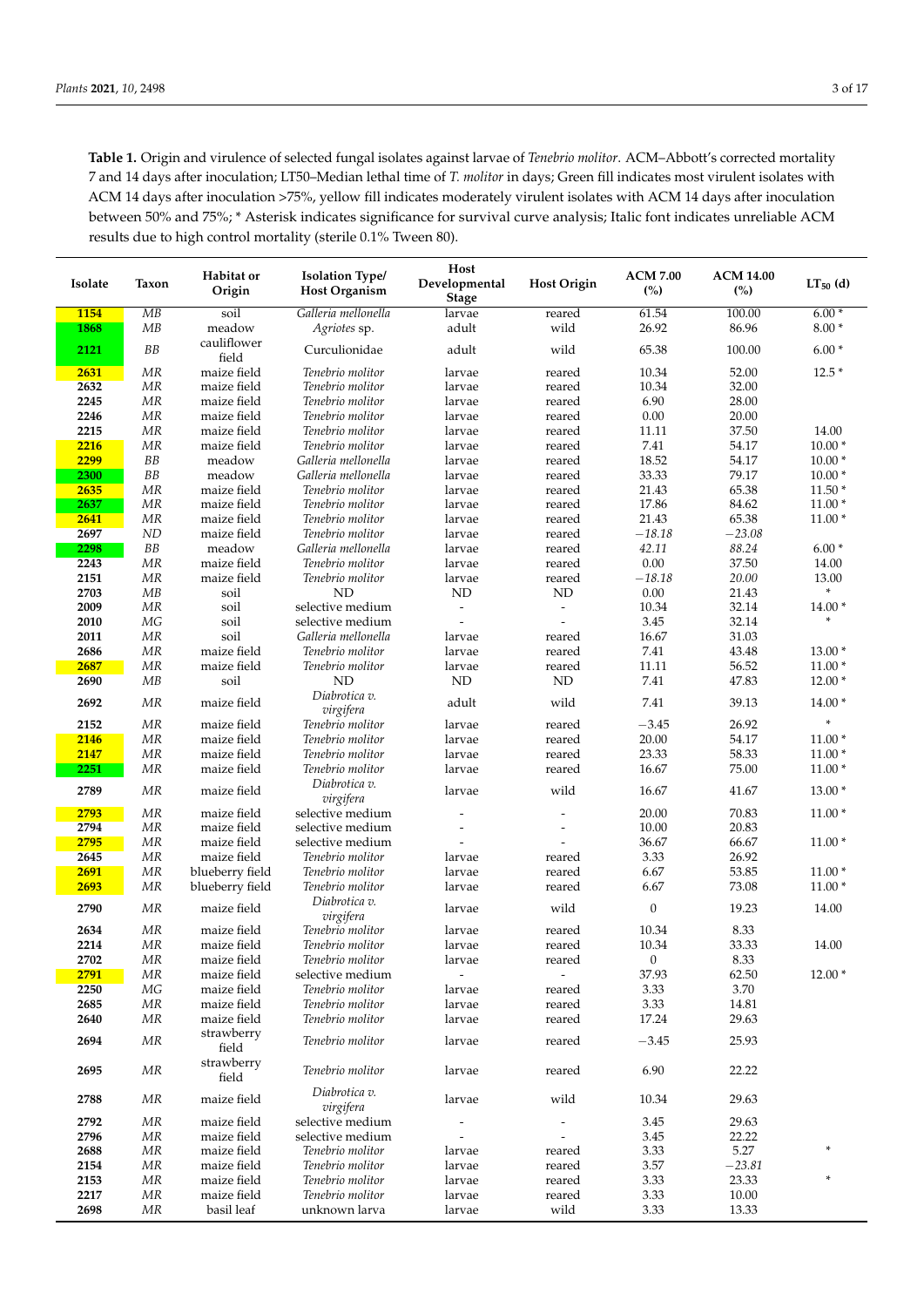**Table 1.** Origin and virulence of selected fungal isolates against larvae of *Tenebrio molitor*. ACM–Abbott's corrected mortality 7 and 14 days after inoculation; LT50–Median lethal time of *T. molitor* in days; Green fill indicates most virulent isolates with ACM 14 days after inoculation >75%, yellow fill indicates moderately virulent isolates with ACM 14 days after inoculation between 50% and 75%; * Asterisk indicates significance for survival curve analysis; Italic font indicates unreliable ACM results due to high control mortality (sterile 0.1% Tween 80).

| Isolate | Taxon | Habitat or Origin | Isolation Type/ Host Organism | Host Developmental Stage | Host Origin | ACM 7.00 (%) | ACM 14.00 (%) | $LT_{50}$ (d) |
|---|---|---|---|---|---|---|---|---|
| **1154** | *MB* | soil | *Galleria mellonella* | larvae | reared | 61.54 | 100.00 | 6.00 * |
| **1868** | *MB* | meadow | *Agriotes* sp. | adult | wild | 26.92 | 86.96 | 8.00 * |
| **2121** | *BB* | cauliflower field | Curculionidae | adult | wild | 65.38 | 100.00 | 6.00 * |
| **2631** | *MR* | maize field | *Tenebrio molitor* | larvae | reared | 10.34 | 52.00 | 12.5 * |
| **2632** | *MR* | maize field | *Tenebrio molitor* | larvae | reared | 10.34 | 32.00 | |
| **2245** | *MR* | maize field | *Tenebrio molitor* | larvae | reared | 6.90 | 28.00 | |
| **2246** | *MR* | maize field | *Tenebrio molitor* | larvae | reared | 0.00 | 20.00 | |
| **2215** | *MR* | maize field | *Tenebrio molitor* | larvae | reared | 11.11 | 37.50 | 14.00 |
| **2216** | *MR* | maize field | *Tenebrio molitor* | larvae | reared | 7.41 | 54.17 | 10.00 * |
| **2299** | *BB* | meadow | *Galleria mellonella* | larvae | reared | 18.52 | 54.17 | 10.00 * |
| **2300** | *BB* | meadow | *Galleria mellonella* | larvae | reared | 33.33 | 79.17 | 10.00 * |
| **2635** | *MR* | maize field | *Tenebrio molitor* | larvae | reared | 21.43 | 65.38 | 11.50 * |
| **2637** | *MR* | maize field | *Tenebrio molitor* | larvae | reared | 17.86 | 84.62 | 11.00 * |
| **2641** | *MR* | maize field | *Tenebrio molitor* | larvae | reared | 21.43 | 65.38 | 11.00 * |
| **2697** | *ND* | maize field | *Tenebrio molitor* | larvae | reared | *−18.18* | *−23.08* | |
| **2298** | *BB* | meadow | *Galleria mellonella* | larvae | reared | *42.11* | *88.24* | 6.00 * |
| **2243** | *MR* | maize field | *Tenebrio molitor* | larvae | reared | 0.00 | 37.50 | 14.00 |
| **2151** | *MR* | maize field | *Tenebrio molitor* | larvae | reared | *−18.18* | *20.00* | 13.00 |
| **2703** | *MB* | soil | ND | ND | ND | 0.00 | 21.43 | * |
| **2009** | *MR* | soil | selective medium | - | - | 10.34 | 32.14 | 14.00 * |
| **2010** | *MG* | soil | selective medium | - | - | 3.45 | 32.14 | * |
| **2011** | *MR* | soil | *Galleria mellonella* | larvae | reared | 16.67 | 31.03 | |
| **2686** | *MR* | maize field | *Tenebrio molitor* | larvae | reared | 7.41 | 43.48 | 13.00 * |
| **2687** | *MR* | maize field | *Tenebrio molitor* | larvae | reared | 11.11 | 56.52 | 11.00 * |
| **2690** | *MB* | soil | ND | ND | ND | 7.41 | 47.83 | 12.00 * |
| **2692** | *MR* | maize field | *Diabrotica v. virgifera* | adult | wild | 7.41 | 39.13 | 14.00 * |
| **2152** | *MR* | maize field | *Tenebrio molitor* | larvae | reared | −3.45 | 26.92 | * |
| **2146** | *MR* | maize field | *Tenebrio molitor* | larvae | reared | 20.00 | 54.17 | 11.00 * |
| **2147** | *MR* | maize field | *Tenebrio molitor* | larvae | reared | 23.33 | 58.33 | 11.00 * |
| **2251** | *MR* | maize field | *Tenebrio molitor* | larvae | reared | 16.67 | 75.00 | 11.00 * |
| **2789** | *MR* | maize field | *Diabrotica v. virgifera* | larvae | wild | 16.67 | 41.67 | 13.00 * |
| **2793** | *MR* | maize field | selective medium | - | - | 20.00 | 70.83 | 11.00 * |
| **2794** | *MR* | maize field | selective medium | - | - | 10.00 | 20.83 | |
| **2795** | *MR* | maize field | selective medium | - | - | 36.67 | 66.67 | 11.00 * |
| **2645** | *MR* | maize field | *Tenebrio molitor* | larvae | reared | 3.33 | 26.92 | |
| **2691** | *MR* | blueberry field | *Tenebrio molitor* | larvae | reared | 6.67 | 53.85 | 11.00 * |
| **2693** | *MR* | blueberry field | *Tenebrio molitor* | larvae | reared | 6.67 | 73.08 | 11.00 * |
| **2790** | *MR* | maize field | *Diabrotica v. virgifera* | larvae | wild | 0 | 19.23 | 14.00 |
| **2634** | *MR* | maize field | *Tenebrio molitor* | larvae | reared | 10.34 | 8.33 | |
| **2214** | *MR* | maize field | *Tenebrio molitor* | larvae | reared | 10.34 | 33.33 | 14.00 |
| **2702** | *MR* | maize field | *Tenebrio molitor* | larvae | reared | 0 | 8.33 | |
| **2791** | *MR* | maize field | selective medium | - | - | 37.93 | 62.50 | 12.00 * |
| **2250** | *MG* | maize field | *Tenebrio molitor* | larvae | reared | 3.33 | 3.70 | |
| **2685** | *MR* | maize field | *Tenebrio molitor* | larvae | reared | 3.33 | 14.81 | |
| **2640** | *MR* | maize field | *Tenebrio molitor* | larvae | reared | 17.24 | 29.63 | |
| **2694** | *MR* | strawberry field | *Tenebrio molitor* | larvae | reared | −3.45 | 25.93 | |
| **2695** | *MR* | strawberry field | *Tenebrio molitor* | larvae | reared | 6.90 | 22.22 | |
| **2788** | *MR* | maize field | *Diabrotica v. virgifera* | larvae | wild | 10.34 | 29.63 | |
| **2792** | *MR* | maize field | selective medium | - | - | 3.45 | 29.63 | |
| **2796** | *MR* | maize field | selective medium | - | - | 3.45 | 22.22 | |
| **2688** | *MR* | maize field | *Tenebrio molitor* | larvae | reared | 3.33 | 5.27 | * |
| **2154** | *MR* | maize field | *Tenebrio molitor* | larvae | reared | 3.57 | −23.81 | |
| **2153** | *MR* | maize field | *Tenebrio molitor* | larvae | reared | 3.33 | 23.33 | * |
| **2217** | *MR* | maize field | *Tenebrio molitor* | larvae | reared | 3.33 | 10.00 | |
| **2698** | *MR* | basil leaf | unknown larva | larvae | wild | 3.33 | 13.33 | |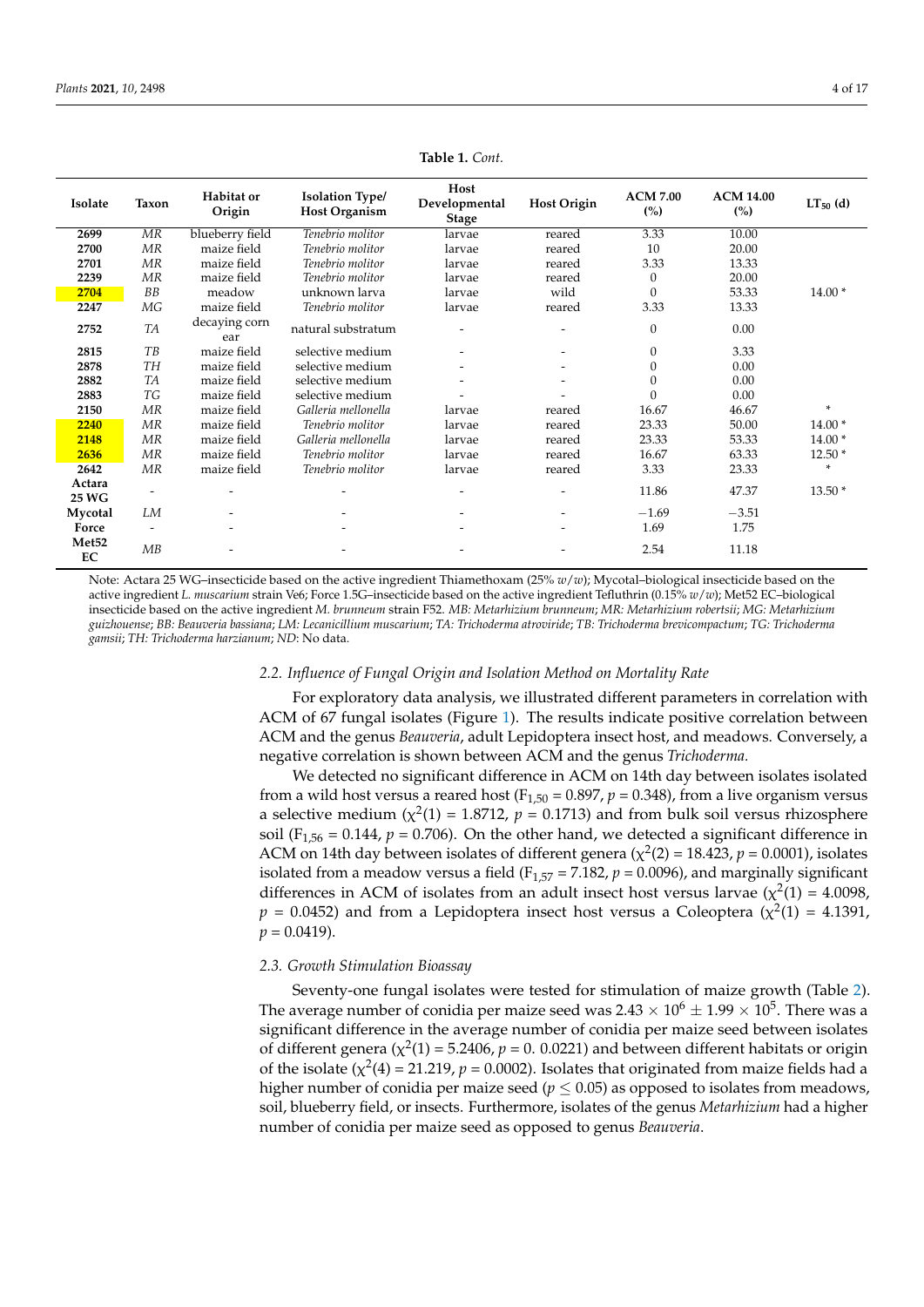**Table 1.** *Cont.*

| Isolate | Taxon | Habitat or Origin | Isolation Type/ Host Organism | Host Developmental Stage | Host Origin | ACM 7.00 (%) | ACM 14.00 (%) | $LT_{50}$ (d) |
|---|---|---|---|---|---|---|---|---|
| **2699** | *MR* | blueberry field | *Tenebrio molitor* | larvae | reared | 3.33 | 10.00 | |
| **2700** | *MR* | maize field | *Tenebrio molitor* | larvae | reared | 10 | 20.00 | |
| **2701** | *MR* | maize field | *Tenebrio molitor* | larvae | reared | 3.33 | 13.33 | |
| **2239** | *MR* | maize field | *Tenebrio molitor* | larvae | reared | 0 | 20.00 | |
| **2704** | *BB* | meadow | unknown larva | larvae | wild | 0 | 53.33 | 14.00 * |
| **2247** | *MG* | maize field | *Tenebrio molitor* | larvae | reared | 3.33 | 13.33 | |
| **2752** | *TA* | decaying corn ear | natural substratum | - | - | 0 | 0.00 | |
| **2815** | *TB* | maize field | selective medium | - | - | 0 | 3.33 | |
| **2878** | *TH* | maize field | selective medium | - | - | 0 | 0.00 | |
| **2882** | *TA* | maize field | selective medium | - | - | 0 | 0.00 | |
| **2883** | *TG* | maize field | selective medium | - | - | 0 | 0.00 | |
| **2150** | *MR* | maize field | *Galleria mellonella* | larvae | reared | 16.67 | 46.67 | * |
| **2240** | *MR* | maize field | *Tenebrio molitor* | larvae | reared | 23.33 | 50.00 | 14.00 * |
| **2148** | *MR* | maize field | *Galleria mellonella* | larvae | reared | 23.33 | 53.33 | 14.00 * |
| **2636** | *MR* | maize field | *Tenebrio molitor* | larvae | reared | 16.67 | 63.33 | 12.50 * |
| **2642** | *MR* | maize field | *Tenebrio molitor* | larvae | reared | 3.33 | 23.33 | * |
| **Actara 25 WG** | - | - | - | - | - | 11.86 | 47.37 | 13.50 * |
| **Mycotal** | *LM* | - | - | - | - | −1.69 | −3.51 | |
| **Force** | - | - | - | - | - | 1.69 | 1.75 | |
| **Met52 EC** | *MB* | - | - | - | - | 2.54 | 11.18 | |

Note: Actara 25 WG–insecticide based on the active ingredient Thiamethoxam (25% *w*/*w*); Mycotal–biological insecticide based on the active ingredient *L. muscarium* strain Ve6; Force 1.5G–insecticide based on the active ingredient Tefluthrin (0.15% *w*/*w*); Met52 EC–biological insecticide based on the active ingredient *M. brunneum* strain F52. *MB: Metarhizium brunneum*; *MR: Metarhizium robertsii*; *MG: Metarhizium guizhouense*; *BB: Beauveria bassiana*; *LM: Lecanicillium muscarium*; *TA: Trichoderma atroviride*; *TB: Trichoderma brevicompactum*; *TG: Trichoderma gamsii*; *TH: Trichoderma harzianum*; *ND*: No data.

### 2.2. Influence of Fungal Origin and Isolation Method on Mortality Rate

For exploratory data analysis, we illustrated different parameters in correlation with ACM of 67 fungal isolates (Figure 1). The results indicate positive correlation between ACM and the genus *Beauveria*, adult Lepidoptera insect host, and meadows. Conversely, a negative correlation is shown between ACM and the genus *Trichoderma.*

We detected no significant difference in ACM on 14th day between isolates isolated from a wild host versus a reared host ($F_{1,50}$ = 0.897, $p$ = 0.348), from a live organism versus a selective medium ($\chi^2(1)$ = 1.8712, $p$ = 0.1713) and from bulk soil versus rhizosphere soil ($F_{1,56}$ = 0.144, $p$ = 0.706). On the other hand, we detected a significant difference in ACM on 14th day between isolates of different genera ($\chi^2(2)$ = 18.423, $p$ = 0.0001), isolates isolated from a meadow versus a field ($F_{1,57}$ = 7.182, $p$ = 0.0096), and marginally significant differences in ACM of isolates from an adult insect host versus larvae ($\chi^2(1)$ = 4.0098, $p$ = 0.0452) and from a Lepidoptera insect host versus a Coleoptera ($\chi^2(1)$ = 4.1391, $p$ = 0.0419).

### 2.3. Growth Stimulation Bioassay

Seventy-one fungal isolates were tested for stimulation of maize growth (Table 2). The average number of conidia per maize seed was $2.43 \times 10^6 \pm 1.99 \times 10^5$. There was a significant difference in the average number of conidia per maize seed between isolates of different genera ($\chi^2(1)$ = 5.2406, $p$ = 0. 0.0221) and between different habitats or origin of the isolate ($\chi^2(4)$ = 21.219, $p$ = 0.0002). Isolates that originated from maize fields had a higher number of conidia per maize seed ($p \leq 0.05$) as opposed to isolates from meadows, soil, blueberry field, or insects. Furthermore, isolates of the genus *Metarhizium* had a higher number of conidia per maize seed as opposed to genus *Beauveria*.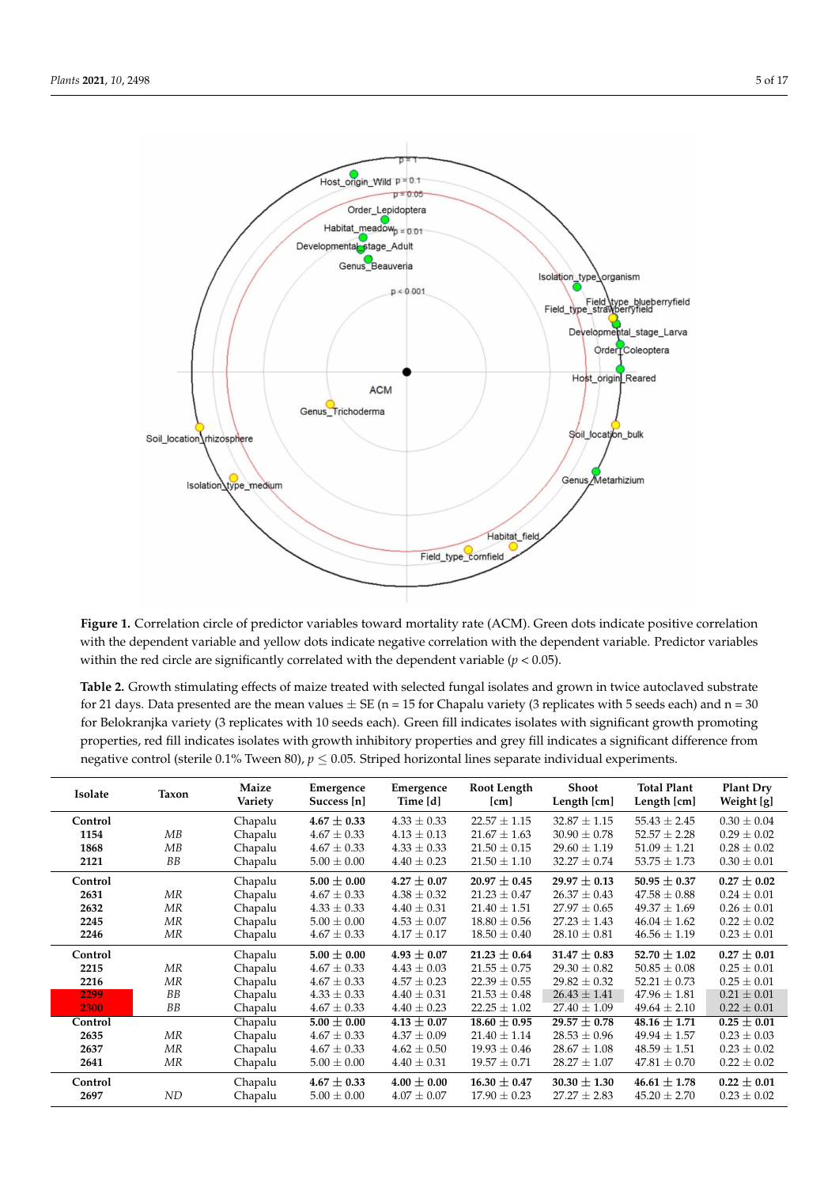**Figure 1.** Correlation circle of predictor variables toward mortality rate (ACM). Green dots indicate positive correlation with the dependent variable and yellow dots indicate negative correlation with the dependent variable. Predictor variables within the red circle are significantly correlated with the dependent variable ($p < 0.05$).

**Table 2.** Growth stimulating effects of maize treated with selected fungal isolates and grown in twice autoclaved substrate for 21 days. Data presented are the mean values ± SE (n = 15 for Chapalu variety (3 replicates with 5 seeds each) and n = 30 for Belokranjka variety (3 replicates with 10 seeds each). Green fill indicates isolates with significant growth promoting properties, red fill indicates isolates with growth inhibitory properties and grey fill indicates a significant difference from negative control (sterile 0.1% Tween 80), $p \leq 0.05$. Striped horizontal lines separate individual experiments.

| Isolate | Taxon | Maize Variety | Emergence Success [n] | Emergence Time [d] | Root Length [cm] | Shoot Length [cm] | Total Plant Length [cm] | Plant Dry Weight [g] |
|---|---|---|---|---|---|---|---|---|
| **Control** | | Chapalu | **4.67 ± 0.33** | 4.33 ± 0.33 | 22.57 ± 1.15 | 32.87 ± 1.15 | 55.43 ± 2.45 | 0.30 ± 0.04 |
| **1154** | *MB* | Chapalu | 4.67 ± 0.33 | 4.13 ± 0.13 | 21.67 ± 1.63 | 30.90 ± 0.78 | 52.57 ± 2.28 | 0.29 ± 0.02 |
| **1868** | *MB* | Chapalu | 4.67 ± 0.33 | 4.33 ± 0.33 | 21.50 ± 0.15 | 29.60 ± 1.19 | 51.09 ± 1.21 | 0.28 ± 0.02 |
| **2121** | *BB* | Chapalu | 5.00 ± 0.00 | 4.40 ± 0.23 | 21.50 ± 1.10 | 32.27 ± 0.74 | 53.75 ± 1.73 | 0.30 ± 0.01 |
| **Control** | | Chapalu | **5.00 ± 0.00** | **4.27 ± 0.07** | **20.97 ± 0.45** | **29.97 ± 0.13** | **50.95 ± 0.37** | **0.27 ± 0.02** |
| **2631** | *MR* | Chapalu | 4.67 ± 0.33 | 4.38 ± 0.32 | 21.23 ± 0.47 | 26.37 ± 0.43 | 47.58 ± 0.88 | 0.24 ± 0.01 |
| **2632** | *MR* | Chapalu | 4.33 ± 0.33 | 4.40 ± 0.31 | 21.40 ± 1.51 | 27.97 ± 0.65 | 49.37 ± 1.69 | 0.26 ± 0.01 |
| **2245** | *MR* | Chapalu | 5.00 ± 0.00 | 4.53 ± 0.07 | 18.80 ± 0.56 | 27.23 ± 1.43 | 46.04 ± 1.62 | 0.22 ± 0.02 |
| **2246** | *MR* | Chapalu | 4.67 ± 0.33 | 4.17 ± 0.17 | 18.50 ± 0.81 | 28.10 ± 0.81 | 46.56 ± 1.19 | 0.23 ± 0.01 |
| **Control** | | Chapalu | **5.00 ± 0.00** | **4.93 ± 0.07** | **21.23 ± 0.64** | **31.47 ± 0.83** | **52.70 ± 1.02** | **0.27 ± 0.01** |
| **2215** | *MR* | Chapalu | 4.67 ± 0.33 | 4.43 ± 0.03 | 21.55 ± 0.75 | 29.30 ± 0.82 | 50.85 ± 0.08 | 0.25 ± 0.01 |
| **2216** | *MR* | Chapalu | 4.67 ± 0.33 | 4.57 ± 0.23 | 22.39 ± 0.55 | 29.82 ± 0.32 | 52.21 ± 0.73 | 0.25 ± 0.01 |
| **2299** | *BB* | Chapalu | 4.33 ± 0.33 | 4.40 ± 0.31 | 21.53 ± 0.48 | 26.43 ± 1.41 | 47.96 ± 1.81 | 0.21 ± 0.01 |
| **2300** | *BB* | Chapalu | 4.67 ± 0.33 | 4.40 ± 0.23 | 22.25 ± 1.02 | 27.40 ± 1.09 | 49.64 ± 2.10 | 0.22 ± 0.01 |
| **Control** | | Chapalu | **5.00 ± 0.00** | **4.13 ± 0.07** | **18.60 ± 0.95** | **29.57 ± 0.78** | **48.16 ± 1.71** | **0.25 ± 0.01** |
| **2635** | *MR* | Chapalu | 4.67 ± 0.33 | 4.37 ± 0.09 | 21.40 ± 1.14 | 28.53 ± 0.96 | 49.94 ± 1.57 | 0.23 ± 0.03 |
| **2637** | *MR* | Chapalu | 4.67 ± 0.33 | 4.62 ± 0.50 | 19.93 ± 0.46 | 28.67 ± 1.08 | 48.59 ± 1.51 | 0.23 ± 0.02 |
| **2641** | *MR* | Chapalu | 5.00 ± 0.00 | 4.40 ± 0.31 | 19.57 ± 0.71 | 28.27 ± 1.07 | 47.81 ± 0.70 | 0.22 ± 0.02 |
| **Control** | | Chapalu | **4.67 ± 0.33** | **4.00 ± 0.00** | **16.30 ± 0.47** | **30.30 ± 1.30** | **46.61 ± 1.78** | **0.22 ± 0.01** |
| **2697** | *ND* | Chapalu | 5.00 ± 0.00 | 4.07 ± 0.07 | 17.90 ± 0.23 | 27.27 ± 2.83 | 45.20 ± 2.70 | 0.23 ± 0.02 |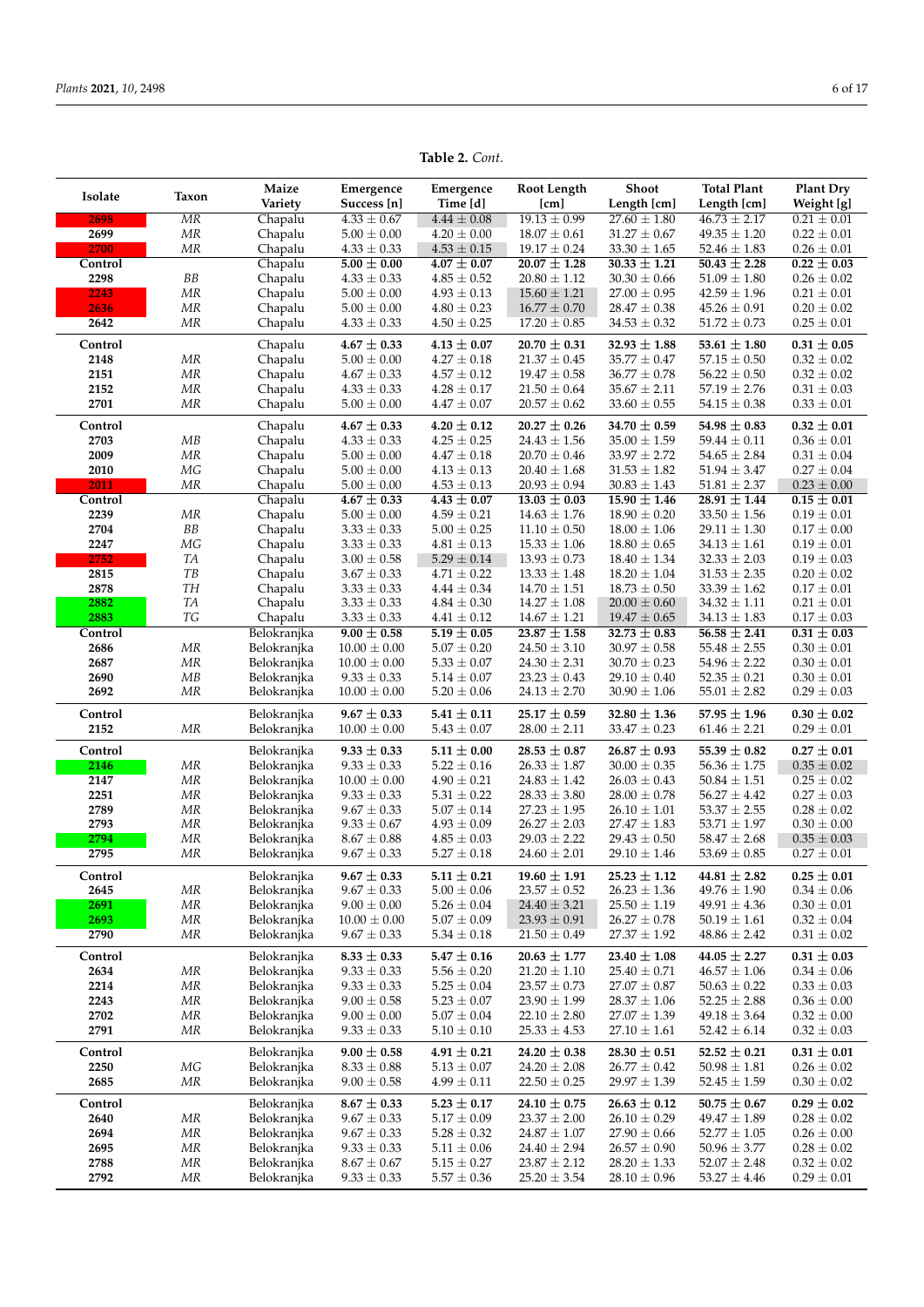**Table 2.** *Cont.*

| Isolate | Taxon | Maize Variety | Emergence Success [n] | Emergence Time [d] | Root Length [cm] | Shoot Length [cm] | Total Plant Length [cm] | Plant Dry Weight [g] |
|---|---|---|---|---|---|---|---|---|
| 2698 | *MR* | Chapalu | 4.33 ± 0.67 | 4.44 ± 0.08 | 19.13 ± 0.99 | 27.60 ± 1.80 | 46.73 ± 2.17 | 0.21 ± 0.01 |
| 2699 | *MR* | Chapalu | 5.00 ± 0.00 | 4.20 ± 0.00 | 18.07 ± 0.61 | 31.27 ± 0.67 | 49.35 ± 1.20 | 0.22 ± 0.01 |
| 2700 | *MR* | Chapalu | 4.33 ± 0.33 | 4.53 ± 0.15 | 19.17 ± 0.24 | 33.30 ± 1.65 | 52.46 ± 1.83 | 0.26 ± 0.01 |
| **Control** | | Chapalu | **5.00 ± 0.00** | **4.07 ± 0.07** | **20.07 ± 1.28** | **30.33 ± 1.21** | **50.43 ± 2.28** | **0.22 ± 0.03** |
| 2298 | *BB* | Chapalu | 4.33 ± 0.33 | 4.85 ± 0.52 | 20.80 ± 1.12 | 30.30 ± 0.66 | 51.09 ± 1.80 | 0.26 ± 0.02 |
| 2243 | *MR* | Chapalu | 5.00 ± 0.00 | 4.93 ± 0.13 | 15.60 ± 1.21 | 27.00 ± 0.95 | 42.59 ± 1.96 | 0.21 ± 0.01 |
| 2636 | *MR* | Chapalu | 5.00 ± 0.00 | 4.80 ± 0.23 | 16.77 ± 0.70 | 28.47 ± 0.38 | 45.26 ± 0.91 | 0.20 ± 0.02 |
| 2642 | *MR* | Chapalu | 4.33 ± 0.33 | 4.50 ± 0.25 | 17.20 ± 0.85 | 34.53 ± 0.32 | 51.72 ± 0.73 | 0.25 ± 0.01 |
| **Control** | | Chapalu | **4.67 ± 0.33** | **4.13 ± 0.07** | **20.70 ± 0.31** | **32.93 ± 1.88** | **53.61 ± 1.80** | **0.31 ± 0.05** |
| 2148 | *MR* | Chapalu | 5.00 ± 0.00 | 4.27 ± 0.18 | 21.37 ± 0.45 | 35.77 ± 0.47 | 57.15 ± 0.50 | 0.32 ± 0.02 |
| 2151 | *MR* | Chapalu | 4.67 ± 0.33 | 4.57 ± 0.12 | 19.47 ± 0.58 | 36.77 ± 0.78 | 56.22 ± 0.50 | 0.32 ± 0.02 |
| 2152 | *MR* | Chapalu | 4.33 ± 0.33 | 4.28 ± 0.17 | 21.50 ± 0.64 | 35.67 ± 2.11 | 57.19 ± 2.76 | 0.31 ± 0.03 |
| 2701 | *MR* | Chapalu | 5.00 ± 0.00 | 4.47 ± 0.07 | 20.57 ± 0.62 | 33.60 ± 0.55 | 54.15 ± 0.38 | 0.33 ± 0.01 |
| **Control** | | Chapalu | **4.67 ± 0.33** | **4.20 ± 0.12** | **20.27 ± 0.26** | **34.70 ± 0.59** | **54.98 ± 0.83** | **0.32 ± 0.01** |
| 2703 | *MB* | Chapalu | 4.33 ± 0.33 | 4.25 ± 0.25 | 24.43 ± 1.56 | 35.00 ± 1.59 | 59.44 ± 0.11 | 0.36 ± 0.01 |
| 2009 | *MR* | Chapalu | 5.00 ± 0.00 | 4.47 ± 0.18 | 20.70 ± 0.46 | 33.97 ± 2.72 | 54.65 ± 2.84 | 0.31 ± 0.04 |
| 2010 | *MG* | Chapalu | 5.00 ± 0.00 | 4.13 ± 0.13 | 20.40 ± 1.68 | 31.53 ± 1.82 | 51.94 ± 3.47 | 0.27 ± 0.04 |
| 2011 | *MR* | Chapalu | 5.00 ± 0.00 | 4.53 ± 0.13 | 20.93 ± 0.94 | 30.83 ± 1.43 | 51.81 ± 2.37 | 0.23 ± 0.00 |
| **Control** | | Chapalu | **4.67 ± 0.33** | **4.43 ± 0.07** | **13.03 ± 0.03** | **15.90 ± 1.46** | **28.91 ± 1.44** | **0.15 ± 0.01** |
| 2239 | *MR* | Chapalu | 5.00 ± 0.00 | 4.59 ± 0.21 | 14.63 ± 1.76 | 18.90 ± 0.20 | 33.50 ± 1.56 | 0.19 ± 0.01 |
| 2704 | *BB* | Chapalu | 3.33 ± 0.33 | 5.00 ± 0.25 | 11.10 ± 0.50 | 18.00 ± 1.06 | 29.11 ± 1.30 | 0.17 ± 0.00 |
| 2247 | *MG* | Chapalu | 3.33 ± 0.33 | 4.81 ± 0.13 | 15.33 ± 1.06 | 18.80 ± 0.65 | 34.13 ± 1.61 | 0.19 ± 0.01 |
| 2752 | *TA* | Chapalu | 3.00 ± 0.58 | 5.29 ± 0.14 | 13.93 ± 0.73 | 18.40 ± 1.34 | 32.33 ± 2.03 | 0.19 ± 0.03 |
| 2815 | *TB* | Chapalu | 3.67 ± 0.33 | 4.71 ± 0.22 | 13.33 ± 1.48 | 18.20 ± 1.04 | 31.53 ± 2.35 | 0.20 ± 0.02 |
| 2878 | *TH* | Chapalu | 3.33 ± 0.33 | 4.44 ± 0.34 | 14.70 ± 1.11 | 18.73 ± 0.50 | 33.39 ± 1.62 | 0.17 ± 0.01 |
| 2882 | *TA* | Chapalu | 3.33 ± 0.33 | 4.84 ± 0.30 | 14.27 ± 1.08 | 20.00 ± 0.60 | 34.32 ± 1.11 | 0.21 ± 0.01 |
| 2883 | *TG* | Chapalu | 3.33 ± 0.33 | 4.41 ± 0.12 | 14.67 ± 1.21 | 19.47 ± 0.65 | 34.13 ± 1.83 | 0.17 ± 0.03 |
| **Control** | | Belokranjka | **9.00 ± 0.58** | **5.19 ± 0.05** | **23.87 ± 1.58** | **32.73 ± 0.83** | **56.58 ± 2.41** | **0.31 ± 0.03** |
| 2686 | *MR* | Belokranjka | 10.00 ± 0.00 | 5.07 ± 0.20 | 24.50 ± 3.10 | 30.97 ± 0.58 | 55.48 ± 2.55 | 0.30 ± 0.01 |
| 2687 | *MR* | Belokranjka | 10.00 ± 0.00 | 5.33 ± 0.07 | 24.30 ± 2.31 | 30.70 ± 0.23 | 54.96 ± 2.22 | 0.30 ± 0.01 |
| 2690 | *MB* | Belokranjka | 9.33 ± 0.33 | 5.14 ± 0.07 | 23.23 ± 0.43 | 29.10 ± 0.40 | 52.35 ± 0.21 | 0.30 ± 0.01 |
| 2692 | *MR* | Belokranjka | 10.00 ± 0.00 | 5.20 ± 0.06 | 24.13 ± 2.70 | 30.90 ± 1.06 | 55.01 ± 2.82 | 0.29 ± 0.03 |
| **Control** | | Belokranjka | **9.67 ± 0.33** | **5.41 ± 0.11** | **25.17 ± 0.59** | **32.80 ± 1.36** | **57.95 ± 1.96** | **0.30 ± 0.02** |
| 2152 | *MR* | Belokranjka | 10.00 ± 0.00 | 5.43 ± 0.07 | 28.00 ± 2.11 | 33.47 ± 0.23 | 61.46 ± 2.21 | 0.29 ± 0.01 |
| **Control** | | Belokranjka | **9.33 ± 0.33** | **5.11 ± 0.00** | **28.53 ± 0.87** | **26.87 ± 0.93** | **55.39 ± 0.82** | **0.27 ± 0.01** |
| 2146 | *MR* | Belokranjka | 9.33 ± 0.33 | 5.22 ± 0.16 | 26.33 ± 1.87 | 30.00 ± 0.35 | 56.36 ± 1.75 | 0.35 ± 0.02 |
| 2147 | *MR* | Belokranjka | 10.00 ± 0.00 | 4.90 ± 0.21 | 24.83 ± 1.42 | 26.03 ± 0.43 | 50.84 ± 1.51 | 0.25 ± 0.02 |
| 2251 | *MR* | Belokranjka | 9.33 ± 0.33 | 5.31 ± 0.22 | 28.33 ± 3.80 | 28.00 ± 0.78 | 56.27 ± 4.42 | 0.27 ± 0.03 |
| 2789 | *MR* | Belokranjka | 9.67 ± 0.33 | 5.07 ± 0.14 | 27.23 ± 1.95 | 26.10 ± 1.01 | 53.37 ± 2.55 | 0.28 ± 0.02 |
| 2793 | *MR* | Belokranjka | 9.33 ± 0.67 | 4.93 ± 0.09 | 26.27 ± 2.03 | 27.47 ± 1.83 | 53.71 ± 1.97 | 0.30 ± 0.00 |
| 2794 | *MR* | Belokranjka | 8.67 ± 0.88 | 4.85 ± 0.03 | 29.03 ± 2.22 | 29.43 ± 0.50 | 58.47 ± 2.68 | 0.35 ± 0.03 |
| 2795 | *MR* | Belokranjka | 9.67 ± 0.33 | 5.27 ± 0.18 | 24.60 ± 2.01 | 29.10 ± 1.46 | 53.69 ± 0.85 | 0.27 ± 0.01 |
| **Control** | | Belokranjka | **9.67 ± 0.33** | **5.11 ± 0.21** | **19.60 ± 1.91** | **25.23 ± 1.12** | **44.81 ± 2.82** | **0.25 ± 0.01** |
| 2645 | *MR* | Belokranjka | 9.67 ± 0.33 | 5.00 ± 0.06 | 23.57 ± 0.52 | 26.23 ± 1.36 | 49.76 ± 1.90 | 0.34 ± 0.06 |
| 2691 | *MR* | Belokranjka | 9.00 ± 0.00 | 5.26 ± 0.04 | 24.40 ± 3.21 | 25.50 ± 1.19 | 49.91 ± 4.36 | 0.30 ± 0.01 |
| 2693 | *MR* | Belokranjka | 10.00 ± 0.00 | 5.07 ± 0.09 | 23.93 ± 0.91 | 26.27 ± 0.78 | 50.19 ± 1.61 | 0.32 ± 0.04 |
| 2790 | *MR* | Belokranjka | 9.67 ± 0.33 | 5.34 ± 0.18 | 21.50 ± 0.49 | 27.37 ± 1.92 | 48.86 ± 2.42 | 0.31 ± 0.02 |
| **Control** | | Belokranjka | **8.33 ± 0.33** | **5.47 ± 0.16** | **20.63 ± 1.77** | **23.40 ± 1.08** | **44.05 ± 2.27** | **0.31 ± 0.03** |
| 2634 | *MR* | Belokranjka | 9.33 ± 0.33 | 5.56 ± 0.20 | 21.20 ± 1.10 | 25.40 ± 0.71 | 46.57 ± 1.06 | 0.34 ± 0.06 |
| 2214 | *MR* | Belokranjka | 9.33 ± 0.33 | 5.25 ± 0.04 | 23.57 ± 0.73 | 27.07 ± 0.87 | 50.63 ± 0.22 | 0.33 ± 0.03 |
| 2243 | *MR* | Belokranjka | 9.00 ± 0.58 | 5.23 ± 0.07 | 23.90 ± 1.99 | 28.37 ± 1.06 | 52.25 ± 2.88 | 0.36 ± 0.00 |
| 2702 | *MR* | Belokranjka | 9.00 ± 0.00 | 5.07 ± 0.04 | 22.10 ± 2.80 | 27.07 ± 1.39 | 49.18 ± 3.64 | 0.32 ± 0.00 |
| 2791 | *MR* | Belokranjka | 9.33 ± 0.33 | 5.10 ± 0.10 | 25.33 ± 4.53 | 27.10 ± 1.61 | 52.42 ± 6.14 | 0.32 ± 0.03 |
| **Control** | | Belokranjka | **9.00 ± 0.58** | **4.91 ± 0.21** | **24.20 ± 0.38** | **28.30 ± 0.51** | **52.52 ± 0.21** | **0.31 ± 0.01** |
| 2250 | *MG* | Belokranjka | 8.33 ± 0.88 | 5.13 ± 0.07 | 24.20 ± 2.08 | 26.77 ± 0.42 | 50.98 ± 1.81 | 0.26 ± 0.02 |
| 2685 | *MR* | Belokranjka | 9.00 ± 0.58 | 4.99 ± 0.11 | 22.50 ± 0.25 | 29.97 ± 1.39 | 52.45 ± 1.59 | 0.30 ± 0.02 |
| **Control** | | Belokranjka | **8.67 ± 0.33** | **5.23 ± 0.17** | **24.10 ± 0.75** | **26.63 ± 0.12** | **50.75 ± 0.67** | **0.29 ± 0.02** |
| 2640 | *MR* | Belokranjka | 9.67 ± 0.33 | 5.17 ± 0.09 | 23.37 ± 2.00 | 26.10 ± 0.29 | 49.47 ± 1.89 | 0.28 ± 0.02 |
| 2694 | *MR* | Belokranjka | 9.67 ± 0.33 | 5.28 ± 0.32 | 24.87 ± 1.07 | 27.90 ± 0.66 | 52.77 ± 1.05 | 0.26 ± 0.00 |
| 2695 | *MR* | Belokranjka | 9.33 ± 0.33 | 5.11 ± 0.06 | 24.40 ± 2.94 | 26.57 ± 0.90 | 50.96 ± 3.77 | 0.28 ± 0.02 |
| 2788 | *MR* | Belokranjka | 8.67 ± 0.67 | 5.15 ± 0.27 | 23.87 ± 2.12 | 28.20 ± 1.33 | 52.07 ± 2.48 | 0.32 ± 0.02 |
| 2792 | *MR* | Belokranjka | 9.33 ± 0.33 | 5.57 ± 0.36 | 25.20 ± 3.54 | 28.10 ± 0.96 | 53.27 ± 4.46 | 0.29 ± 0.01 |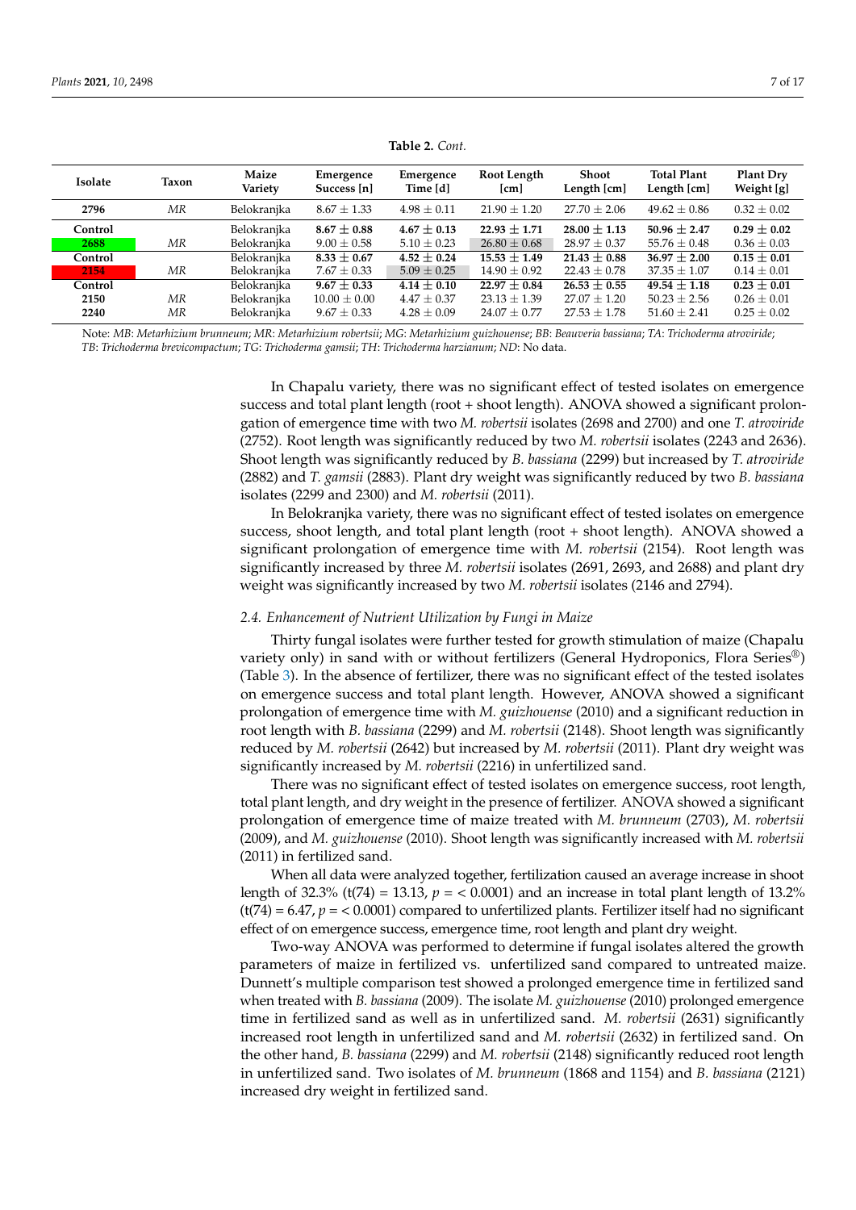**Table 2.** *Cont.*

| Isolate | Taxon | Maize Variety | Emergence Success [n] | Emergence Time [d] | Root Length [cm] | Shoot Length [cm] | Total Plant Length [cm] | Plant Dry Weight [g] |
|---|---|---|---|---|---|---|---|---|
| **2796** | *MR* | Belokranjka | 8.67 ± 1.33 | 4.98 ± 0.11 | 21.90 ± 1.20 | 27.70 ± 2.06 | 49.62 ± 0.86 | 0.32 ± 0.02 |
| **Control** | | Belokranjka | **8.67 ± 0.88** | **4.67 ± 0.13** | **22.93 ± 1.71** | **28.00 ± 1.13** | **50.96 ± 2.47** | **0.29 ± 0.02** |
| **2688** | *MR* | Belokranjka | 9.00 ± 0.58 | 5.10 ± 0.23 | 26.80 ± 0.68 | 28.97 ± 0.37 | 55.76 ± 0.48 | 0.36 ± 0.03 |
| **Control** | | Belokranjka | **8.33 ± 0.67** | **4.52 ± 0.24** | **15.53 ± 1.49** | **21.43 ± 0.88** | **36.97 ± 2.00** | **0.15 ± 0.01** |
| **2154** | *MR* | Belokranjka | 7.67 ± 0.33 | 5.09 ± 0.25 | 14.90 ± 0.92 | 22.43 ± 0.78 | 37.35 ± 1.07 | 0.14 ± 0.01 |
| **Control** | | Belokranjka | **9.67 ± 0.33** | **4.14 ± 0.10** | **22.97 ± 0.84** | **26.53 ± 0.55** | **49.54 ± 1.18** | **0.23 ± 0.01** |
| **2150** | *MR* | Belokranjka | 10.00 ± 0.00 | 4.47 ± 0.37 | 23.13 ± 1.39 | 27.07 ± 1.20 | 50.23 ± 2.56 | 0.26 ± 0.01 |
| **2240** | *MR* | Belokranjka | 9.67 ± 0.33 | 4.28 ± 0.09 | 24.07 ± 0.77 | 27.53 ± 1.78 | 51.60 ± 2.41 | 0.25 ± 0.02 |

Note: *MB*: *Metarhizium brunneum*; *MR*: *Metarhizium robertsii*; *MG*: *Metarhizium guizhouense*; *BB*: *Beauveria bassiana*; *TA*: *Trichoderma atroviride*; *TB*: *Trichoderma brevicompactum*; *TG*: *Trichoderma gamsii*; *TH*: *Trichoderma harzianum*; *ND*: No data.

In Chapalu variety, there was no significant effect of tested isolates on emergence success and total plant length (root + shoot length). ANOVA showed a significant prolongation of emergence time with two *M. robertsii* isolates (2698 and 2700) and one *T. atroviride* (2752). Root length was significantly reduced by two *M. robertsii* isolates (2243 and 2636). Shoot length was significantly reduced by *B. bassiana* (2299) but increased by *T. atroviride* (2882) and *T. gamsii* (2883). Plant dry weight was significantly reduced by two *B. bassiana* isolates (2299 and 2300) and *M. robertsii* (2011).

In Belokranjka variety, there was no significant effect of tested isolates on emergence success, shoot length, and total plant length (root + shoot length). ANOVA showed a significant prolongation of emergence time with *M. robertsii* (2154). Root length was significantly increased by three *M. robertsii* isolates (2691, 2693, and 2688) and plant dry weight was significantly increased by two *M. robertsii* isolates (2146 and 2794).

### *2.4. Enhancement of Nutrient Utilization by Fungi in Maize*

Thirty fungal isolates were further tested for growth stimulation of maize (Chapalu variety only) in sand with or without fertilizers (General Hydroponics, Flora Series®) (Table 3). In the absence of fertilizer, there was no significant effect of the tested isolates on emergence success and total plant length. However, ANOVA showed a significant prolongation of emergence time with *M. guizhouense* (2010) and a significant reduction in root length with *B. bassiana* (2299) and *M. robertsii* (2148). Shoot length was significantly reduced by *M. robertsii* (2642) but increased by *M. robertsii* (2011). Plant dry weight was significantly increased by *M. robertsii* (2216) in unfertilized sand.

There was no significant effect of tested isolates on emergence success, root length, total plant length, and dry weight in the presence of fertilizer. ANOVA showed a significant prolongation of emergence time of maize treated with *M. brunneum* (2703), *M. robertsii* (2009), and *M. guizhouense* (2010). Shoot length was significantly increased with *M. robertsii* (2011) in fertilized sand.

When all data were analyzed together, fertilization caused an average increase in shoot length of 32.3% ($t(74) = 13.13$, $p = < 0.0001$) and an increase in total plant length of 13.2% ($t(74) = 6.47$, $p = < 0.0001$) compared to unfertilized plants. Fertilizer itself had no significant effect of on emergence success, emergence time, root length and plant dry weight.

Two-way ANOVA was performed to determine if fungal isolates altered the growth parameters of maize in fertilized vs. unfertilized sand compared to untreated maize. Dunnett's multiple comparison test showed a prolonged emergence time in fertilized sand when treated with *B. bassiana* (2009). The isolate *M. guizhouense* (2010) prolonged emergence time in fertilized sand as well as in unfertilized sand. *M. robertsii* (2631) significantly increased root length in unfertilized sand and *M. robertsii* (2632) in fertilized sand. On the other hand, *B. bassiana* (2299) and *M. robertsii* (2148) significantly reduced root length in unfertilized sand. Two isolates of *M. brunneum* (1868 and 1154) and *B. bassiana* (2121) increased dry weight in fertilized sand.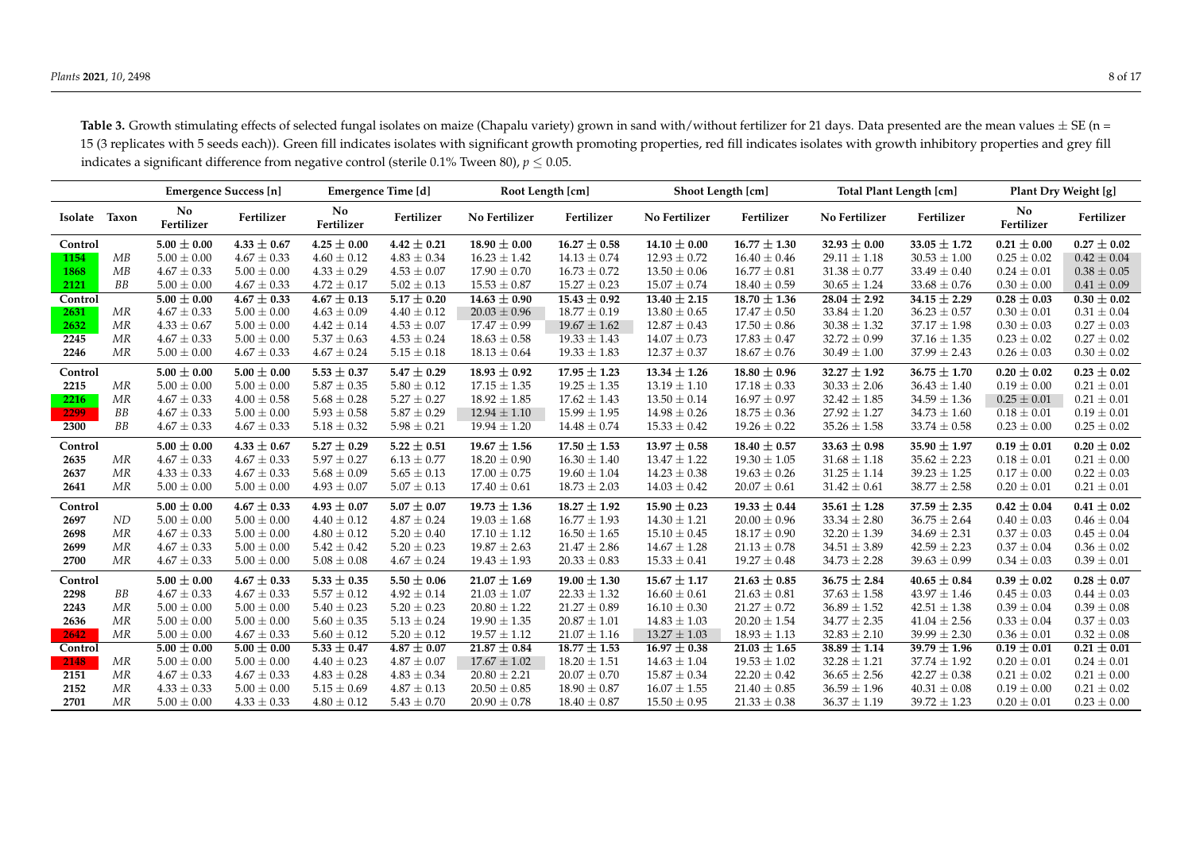**Table 3.** Growth stimulating effects of selected fungal isolates on maize (Chapalu variety) grown in sand with/without fertilizer for 21 days. Data presented are the mean values ± SE (n = 15 (3 replicates with 5 seeds each)). Green fill indicates isolates with significant growth promoting properties, red fill indicates isolates with growth inhibitory properties and grey fill indicates a significant difference from negative control (sterile 0.1% Tween 80), $p \leq 0.05$.

| | | Emergence Success [n] | | Emergence Time [d] | | Root Length [cm] | | Shoot Length [cm] | | Total Plant Length [cm] | | Plant Dry Weight [g] | |
|---|---|---|---|---|---|---|---|---|---|---|---|---|---|
| **Isolate** | **Taxon** | **No Fertilizer** | **Fertilizer** | **No Fertilizer** | **Fertilizer** | **No Fertilizer** | **Fertilizer** | **No Fertilizer** | **Fertilizer** | **No Fertilizer** | **Fertilizer** | **No Fertilizer** | **Fertilizer** |
| **Control** | | **5.00 ± 0.00** | **4.33 ± 0.67** | **4.25 ± 0.00** | **4.42 ± 0.21** | **18.90 ± 0.00** | **16.27 ± 0.58** | **14.10 ± 0.00** | **16.77 ± 1.30** | **32.93 ± 0.00** | **33.05 ± 1.72** | **0.21 ± 0.00** | **0.27 ± 0.02** |
| **1154** | *MB* | 5.00 ± 0.00 | 4.67 ± 0.33 | 4.60 ± 0.12 | 4.83 ± 0.34 | 16.23 ± 1.42 | 14.13 ± 0.74 | 12.93 ± 0.72 | 16.40 ± 0.46 | 29.11 ± 1.18 | 30.53 ± 1.00 | 0.25 ± 0.02 | 0.42 ± 0.04 |
| **1868** | *MB* | 4.67 ± 0.33 | 5.00 ± 0.00 | 4.33 ± 0.29 | 4.53 ± 0.07 | 17.90 ± 0.70 | 16.73 ± 0.72 | 13.50 ± 0.06 | 16.77 ± 0.81 | 31.38 ± 0.77 | 33.49 ± 0.40 | 0.24 ± 0.01 | 0.38 ± 0.05 |
| **2121** | *BB* | 5.00 ± 0.00 | 4.67 ± 0.33 | 4.72 ± 0.17 | 5.02 ± 0.13 | 15.53 ± 0.87 | 15.27 ± 0.23 | 15.07 ± 0.74 | 18.40 ± 0.59 | 30.65 ± 1.24 | 33.68 ± 0.76 | 0.30 ± 0.00 | 0.41 ± 0.09 |
| **Control** | | **5.00 ± 0.00** | **4.67 ± 0.33** | **4.67 ± 0.13** | **5.17 ± 0.20** | **14.63 ± 0.90** | **15.43 ± 0.92** | **13.40 ± 2.15** | **18.70 ± 1.36** | **28.04 ± 2.92** | **34.15 ± 2.29** | **0.28 ± 0.03** | **0.30 ± 0.02** |
| **2631** | *MR* | 4.67 ± 0.33 | 5.00 ± 0.00 | 4.63 ± 0.09 | 4.40 ± 0.12 | 20.03 ± 0.96 | 18.77 ± 0.19 | 13.80 ± 0.65 | 17.47 ± 0.50 | 33.84 ± 1.20 | 36.23 ± 0.57 | 0.30 ± 0.01 | 0.31 ± 0.04 |
| **2632** | *MR* | 4.33 ± 0.67 | 5.00 ± 0.00 | 4.42 ± 0.14 | 4.53 ± 0.07 | 17.47 ± 0.99 | 19.67 ± 1.62 | 12.87 ± 0.43 | 17.50 ± 0.86 | 30.38 ± 1.32 | 37.17 ± 1.98 | 0.30 ± 0.03 | 0.27 ± 0.03 |
| **2245** | *MR* | 4.67 ± 0.33 | 5.00 ± 0.00 | 5.37 ± 0.63 | 4.53 ± 0.24 | 18.63 ± 0.58 | 19.33 ± 1.43 | 14.07 ± 0.73 | 17.83 ± 0.47 | 32.72 ± 0.99 | 37.16 ± 1.35 | 0.23 ± 0.02 | 0.27 ± 0.02 |
| **2246** | *MR* | 5.00 ± 0.00 | 4.67 ± 0.33 | 4.67 ± 0.24 | 5.15 ± 0.18 | 18.13 ± 0.64 | 19.33 ± 1.83 | 12.37 ± 0.37 | 18.67 ± 0.76 | 30.49 ± 1.00 | 37.99 ± 2.43 | 0.26 ± 0.03 | 0.30 ± 0.02 |
| **Control** | | **5.00 ± 0.00** | **5.00 ± 0.00** | **5.53 ± 0.37** | **5.47 ± 0.29** | **18.93 ± 0.92** | **17.95 ± 1.23** | **13.34 ± 1.26** | **18.80 ± 0.96** | **32.27 ± 1.92** | **36.75 ± 1.70** | **0.20 ± 0.02** | **0.23 ± 0.02** |
| **2215** | *MR* | 5.00 ± 0.00 | 5.00 ± 0.00 | 5.87 ± 0.35 | 5.80 ± 0.12 | 17.15 ± 1.35 | 19.25 ± 1.35 | 13.19 ± 1.10 | 17.18 ± 0.33 | 30.33 ± 2.06 | 36.43 ± 1.40 | 0.19 ± 0.00 | 0.21 ± 0.01 |
| **2216** | *MR* | 4.67 ± 0.33 | 4.00 ± 0.58 | 5.68 ± 0.28 | 5.27 ± 0.27 | 18.92 ± 1.85 | 17.62 ± 1.43 | 13.50 ± 0.14 | 16.97 ± 0.97 | 32.42 ± 1.85 | 34.59 ± 1.36 | 0.25 ± 0.01 | 0.21 ± 0.01 |
| **2299** | *BB* | 4.67 ± 0.33 | 5.00 ± 0.00 | 5.93 ± 0.58 | 5.87 ± 0.29 | 12.94 ± 1.10 | 15.99 ± 1.95 | 14.98 ± 0.26 | 18.75 ± 0.36 | 27.92 ± 1.27 | 34.73 ± 1.60 | 0.18 ± 0.01 | 0.19 ± 0.01 |
| **2300** | *BB* | 4.67 ± 0.33 | 4.67 ± 0.33 | 5.18 ± 0.32 | 5.98 ± 0.21 | 19.94 ± 1.20 | 14.48 ± 0.74 | 15.33 ± 0.42 | 19.26 ± 0.22 | 35.26 ± 1.58 | 33.74 ± 0.58 | 0.23 ± 0.00 | 0.25 ± 0.02 |
| **Control** | | **5.00 ± 0.00** | **4.33 ± 0.67** | **5.27 ± 0.29** | **5.22 ± 0.51** | **19.67 ± 1.56** | **17.50 ± 1.53** | **13.97 ± 0.58** | **18.40 ± 0.57** | **33.63 ± 0.98** | **35.90 ± 1.97** | **0.19 ± 0.01** | **0.20 ± 0.02** |
| **2635** | *MR* | 4.67 ± 0.33 | 4.67 ± 0.33 | 5.97 ± 0.27 | 6.13 ± 0.77 | 18.20 ± 0.90 | 16.30 ± 1.40 | 13.47 ± 1.22 | 19.30 ± 1.05 | 31.68 ± 1.18 | 35.62 ± 2.23 | 0.18 ± 0.01 | 0.21 ± 0.00 |
| **2637** | *MR* | 4.33 ± 0.33 | 4.67 ± 0.33 | 5.68 ± 0.09 | 5.65 ± 0.13 | 17.00 ± 0.75 | 19.60 ± 1.04 | 14.23 ± 0.38 | 19.63 ± 0.26 | 31.25 ± 1.14 | 39.23 ± 1.25 | 0.17 ± 0.00 | 0.22 ± 0.03 |
| **2641** | *MR* | 5.00 ± 0.00 | 5.00 ± 0.00 | 4.93 ± 0.07 | 5.07 ± 0.13 | 17.40 ± 0.61 | 18.73 ± 2.03 | 14.03 ± 0.42 | 20.07 ± 0.61 | 31.42 ± 0.61 | 38.77 ± 2.58 | 0.20 ± 0.01 | 0.21 ± 0.01 |
| **Control** | | **5.00 ± 0.00** | **4.67 ± 0.33** | **4.93 ± 0.07** | **5.07 ± 0.07** | **19.73 ± 1.36** | **18.27 ± 1.92** | **15.90 ± 0.23** | **19.33 ± 0.44** | **35.61 ± 1.28** | **37.59 ± 2.35** | **0.42 ± 0.04** | **0.41 ± 0.02** |
| **2697** | *ND* | 5.00 ± 0.00 | 5.00 ± 0.00 | 4.40 ± 0.12 | 4.87 ± 0.24 | 19.03 ± 1.68 | 16.77 ± 1.93 | 14.30 ± 1.21 | 20.00 ± 0.96 | 33.34 ± 2.80 | 36.75 ± 2.64 | 0.40 ± 0.03 | 0.46 ± 0.04 |
| **2698** | *MR* | 4.67 ± 0.33 | 5.00 ± 0.00 | 4.80 ± 0.12 | 5.20 ± 0.40 | 17.10 ± 1.12 | 16.50 ± 1.65 | 15.10 ± 0.45 | 18.17 ± 0.90 | 32.20 ± 1.39 | 34.69 ± 2.31 | 0.37 ± 0.03 | 0.45 ± 0.04 |
| **2699** | *MR* | 4.67 ± 0.33 | 5.00 ± 0.00 | 5.42 ± 0.42 | 5.20 ± 0.23 | 19.87 ± 2.63 | 21.47 ± 2.86 | 14.67 ± 1.28 | 21.13 ± 0.78 | 34.51 ± 3.89 | 42.59 ± 2.23 | 0.37 ± 0.04 | 0.36 ± 0.02 |
| **2700** | *MR* | 4.67 ± 0.33 | 5.00 ± 0.00 | 5.08 ± 0.08 | 4.67 ± 0.24 | 19.43 ± 1.93 | 20.33 ± 0.83 | 15.33 ± 0.41 | 19.27 ± 0.48 | 34.73 ± 2.28 | 39.63 ± 0.99 | 0.34 ± 0.03 | 0.39 ± 0.01 |
| **Control** | | **5.00 ± 0.00** | **4.67 ± 0.33** | **5.33 ± 0.35** | **5.50 ± 0.06** | **21.07 ± 1.69** | **19.00 ± 1.30** | **15.67 ± 1.17** | **21.63 ± 0.85** | **36.75 ± 2.84** | **40.65 ± 0.84** | **0.39 ± 0.02** | **0.28 ± 0.07** |
| **2298** | *BB* | 4.67 ± 0.33 | 4.67 ± 0.33 | 5.57 ± 0.12 | 4.92 ± 0.14 | 21.03 ± 1.07 | 22.33 ± 1.32 | 16.60 ± 0.61 | 21.63 ± 0.81 | 37.63 ± 1.58 | 43.97 ± 1.46 | 0.45 ± 0.03 | 0.44 ± 0.03 |
| **2243** | *MR* | 5.00 ± 0.00 | 5.00 ± 0.00 | 5.40 ± 0.23 | 5.20 ± 0.23 | 20.80 ± 1.22 | 21.27 ± 0.89 | 16.10 ± 0.30 | 21.27 ± 0.72 | 36.89 ± 1.52 | 42.51 ± 1.38 | 0.39 ± 0.04 | 0.39 ± 0.08 |
| **2636** | *MR* | 5.00 ± 0.00 | 5.00 ± 0.00 | 5.60 ± 0.35 | 5.13 ± 0.24 | 19.90 ± 1.35 | 20.87 ± 1.01 | 14.83 ± 1.03 | 20.20 ± 1.54 | 34.77 ± 2.35 | 41.04 ± 2.56 | 0.33 ± 0.04 | 0.37 ± 0.03 |
| **2642** | *MR* | 5.00 ± 0.00 | 4.67 ± 0.33 | 5.60 ± 0.12 | 5.20 ± 0.12 | 19.57 ± 1.12 | 21.07 ± 1.16 | 13.27 ± 1.03 | 18.93 ± 1.13 | 32.83 ± 2.10 | 39.99 ± 2.30 | 0.36 ± 0.01 | 0.32 ± 0.08 |
| **Control** | | **5.00 ± 0.00** | **5.00 ± 0.00** | **5.33 ± 0.47** | **4.87 ± 0.07** | **21.87 ± 0.84** | **18.77 ± 1.53** | **16.97 ± 0.38** | **21.03 ± 1.65** | **38.89 ± 1.14** | **39.79 ± 1.96** | **0.19 ± 0.01** | **0.21 ± 0.01** |
| **2148** | *MR* | 5.00 ± 0.00 | 5.00 ± 0.00 | 4.40 ± 0.23 | 4.87 ± 0.07 | 17.67 ± 1.02 | 18.20 ± 1.51 | 14.63 ± 1.04 | 19.53 ± 1.02 | 32.28 ± 1.21 | 37.74 ± 1.92 | 0.20 ± 0.01 | 0.24 ± 0.01 |
| **2151** | *MR* | 4.67 ± 0.33 | 4.67 ± 0.33 | 4.83 ± 0.28 | 4.83 ± 0.34 | 20.80 ± 2.21 | 20.07 ± 0.70 | 15.87 ± 0.34 | 22.20 ± 0.42 | 36.65 ± 2.56 | 42.27 ± 0.38 | 0.21 ± 0.02 | 0.21 ± 0.00 |
| **2152** | *MR* | 4.33 ± 0.33 | 5.00 ± 0.00 | 5.15 ± 0.69 | 4.87 ± 0.13 | 20.50 ± 0.85 | 18.90 ± 0.87 | 16.07 ± 1.55 | 21.40 ± 0.85 | 36.59 ± 1.96 | 40.31 ± 0.08 | 0.19 ± 0.00 | 0.21 ± 0.02 |
| **2701** | *MR* | 5.00 ± 0.00 | 4.33 ± 0.33 | 4.80 ± 0.12 | 5.43 ± 0.70 | 20.90 ± 0.78 | 18.40 ± 0.87 | 15.50 ± 0.95 | 21.33 ± 0.38 | 36.37 ± 1.19 | 39.72 ± 1.23 | 0.20 ± 0.01 | 0.23 ± 0.00 |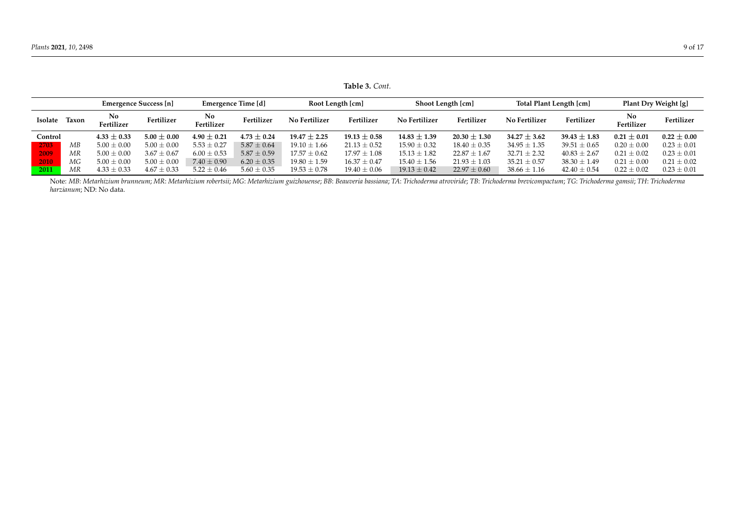**Table 3.** *Cont.*

| Isolate | Taxon | Emergence Success [n] | | Emergence Time [d] | | Root Length [cm] | | Shoot Length [cm] | | Total Plant Length [cm] | | Plant Dry Weight [g] | |
|---|---|---|---|---|---|---|---|---|---|---|---|---|---|
| | | No Fertilizer | Fertilizer | No Fertilizer | Fertilizer | No Fertilizer | Fertilizer | No Fertilizer | Fertilizer | No Fertilizer | Fertilizer | No Fertilizer | Fertilizer |
| **Control** | | **4.33 ± 0.33** | **5.00 ± 0.00** | **4.90 ± 0.21** | **4.73 ± 0.24** | **19.47 ± 2.25** | **19.13 ± 0.58** | **14.83 ± 1.39** | **20.30 ± 1.30** | **34.27 ± 3.62** | **39.43 ± 1.83** | **0.21 ± 0.01** | **0.22 ± 0.00** |
| 2703 | *MB* | 5.00 ± 0.00 | 5.00 ± 0.00 | 5.53 ± 0.27 | 5.87 ± 0.64 | 19.10 ± 1.66 | 21.13 ± 0.52 | 15.90 ± 0.32 | 18.40 ± 0.35 | 34.95 ± 1.35 | 39.51 ± 0.65 | 0.20 ± 0.00 | 0.23 ± 0.01 |
| 2009 | *MR* | 5.00 ± 0.00 | 3.67 ± 0.67 | 6.00 ± 0.53 | 5.87 ± 0.59 | 17.57 ± 0.62 | 17.97 ± 1.08 | 15.13 ± 1.82 | 22.87 ± 1.67 | 32.71 ± 2.32 | 40.83 ± 2.67 | 0.21 ± 0.02 | 0.23 ± 0.01 |
| 2010 | *MG* | 5.00 ± 0.00 | 5.00 ± 0.00 | 7.40 ± 0.90 | 6.20 ± 0.35 | 19.80 ± 1.59 | 16.37 ± 0.47 | 15.40 ± 1.56 | 21.93 ± 1.03 | 35.21 ± 0.57 | 38.30 ± 1.49 | 0.21 ± 0.00 | 0.21 ± 0.02 |
| 2011 | *MR* | 4.33 ± 0.33 | 4.67 ± 0.33 | 5.22 ± 0.46 | 5.60 ± 0.35 | 19.53 ± 0.78 | 19.40 ± 0.06 | 19.13 ± 0.42 | 22.97 ± 0.60 | 38.66 ± 1.16 | 42.40 ± 0.54 | 0.22 ± 0.02 | 0.23 ± 0.01 |

Note: *MB*: *Metarhizium brunneum*; *MR*: *Metarhizium robertsii*; *MG*: *Metarhizium guizhouense*; *BB*: *Beauveria bassiana*; *TA*: *Trichoderma atroviride*; *TB*: *Trichoderma brevicompactum*; *TG*: *Trichoderma gamsii*; *TH*: *Trichoderma harzianum*; ND: No data.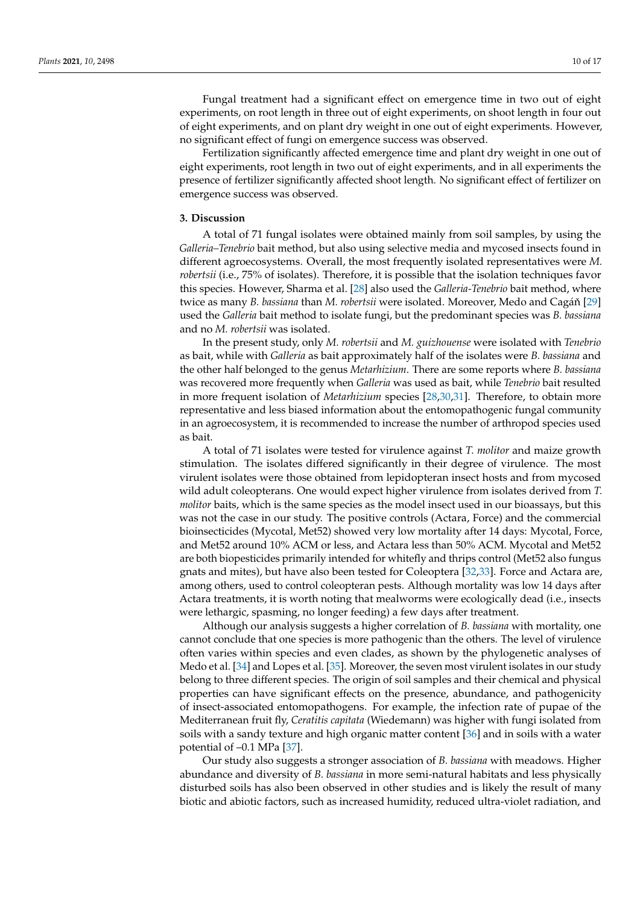Fungal treatment had a significant effect on emergence time in two out of eight experiments, on root length in three out of eight experiments, on shoot length in four out of eight experiments, and on plant dry weight in one out of eight experiments. However, no significant effect of fungi on emergence success was observed.

Fertilization significantly affected emergence time and plant dry weight in one out of eight experiments, root length in two out of eight experiments, and in all experiments the presence of fertilizer significantly affected shoot length. No significant effect of fertilizer on emergence success was observed.

## 3. Discussion

A total of 71 fungal isolates were obtained mainly from soil samples, by using the *Galleria–Tenebrio* bait method, but also using selective media and mycosed insects found in different agroecosystems. Overall, the most frequently isolated representatives were *M. robertsii* (i.e., 75% of isolates). Therefore, it is possible that the isolation techniques favor this species. However, Sharma et al. [28] also used the *Galleria-Tenebrio* bait method, where twice as many *B. bassiana* than *M. robertsii* were isolated. Moreover, Medo and Cagáň [29] used the *Galleria* bait method to isolate fungi, but the predominant species was *B. bassiana* and no *M. robertsii* was isolated.

In the present study, only *M. robertsii* and *M. guizhouense* were isolated with *Tenebrio* as bait, while with *Galleria* as bait approximately half of the isolates were *B. bassiana* and the other half belonged to the genus *Metarhizium*. There are some reports where *B. bassiana* was recovered more frequently when *Galleria* was used as bait, while *Tenebrio* bait resulted in more frequent isolation of *Metarhizium* species [28,30,31]. Therefore, to obtain more representative and less biased information about the entomopathogenic fungal community in an agroecosystem, it is recommended to increase the number of arthropod species used as bait.

A total of 71 isolates were tested for virulence against *T. molitor* and maize growth stimulation. The isolates differed significantly in their degree of virulence. The most virulent isolates were those obtained from lepidopteran insect hosts and from mycosed wild adult coleopterans. One would expect higher virulence from isolates derived from *T. molitor* baits, which is the same species as the model insect used in our bioassays, but this was not the case in our study. The positive controls (Actara, Force) and the commercial bioinsecticides (Mycotal, Met52) showed very low mortality after 14 days: Mycotal, Force, and Met52 around 10% ACM or less, and Actara less than 50% ACM. Mycotal and Met52 are both biopesticides primarily intended for whitefly and thrips control (Met52 also fungus gnats and mites), but have also been tested for Coleoptera [32,33]. Force and Actara are, among others, used to control coleopteran pests. Although mortality was low 14 days after Actara treatments, it is worth noting that mealworms were ecologically dead (i.e., insects were lethargic, spasming, no longer feeding) a few days after treatment.

Although our analysis suggests a higher correlation of *B. bassiana* with mortality, one cannot conclude that one species is more pathogenic than the others. The level of virulence often varies within species and even clades, as shown by the phylogenetic analyses of Medo et al. [34] and Lopes et al. [35]. Moreover, the seven most virulent isolates in our study belong to three different species. The origin of soil samples and their chemical and physical properties can have significant effects on the presence, abundance, and pathogenicity of insect-associated entomopathogens. For example, the infection rate of pupae of the Mediterranean fruit fly, *Ceratitis capitata* (Wiedemann) was higher with fungi isolated from soils with a sandy texture and high organic matter content [36] and in soils with a water potential of –0.1 MPa [37].

Our study also suggests a stronger association of *B. bassiana* with meadows. Higher abundance and diversity of *B. bassiana* in more semi-natural habitats and less physically disturbed soils has also been observed in other studies and is likely the result of many biotic and abiotic factors, such as increased humidity, reduced ultra-violet radiation, and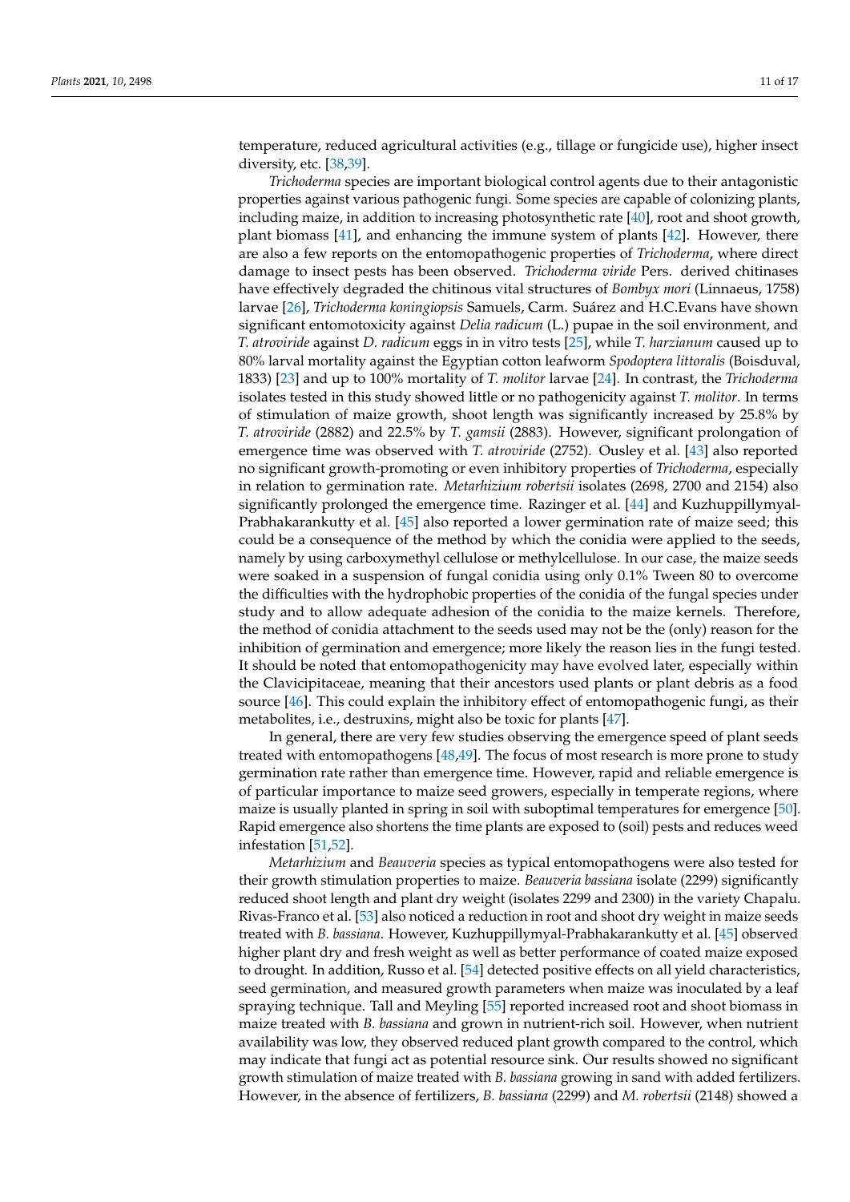temperature, reduced agricultural activities (e.g., tillage or fungicide use), higher insect diversity, etc. [38,39].

*Trichoderma* species are important biological control agents due to their antagonistic properties against various pathogenic fungi. Some species are capable of colonizing plants, including maize, in addition to increasing photosynthetic rate [40], root and shoot growth, plant biomass [41], and enhancing the immune system of plants [42]. However, there are also a few reports on the entomopathogenic properties of *Trichoderma*, where direct damage to insect pests has been observed. *Trichoderma viride* Pers. derived chitinases have effectively degraded the chitinous vital structures of *Bombyx mori* (Linnaeus, 1758) larvae [26], *Trichoderma koningiopsis* Samuels, Carm. Suárez and H.C.Evans have shown significant entomotoxicity against *Delia radicum* (L.) pupae in the soil environment, and *T. atroviride* against *D. radicum* eggs in in vitro tests [25], while *T. harzianum* caused up to 80% larval mortality against the Egyptian cotton leafworm *Spodoptera littoralis* (Boisduval, 1833) [23] and up to 100% mortality of *T. molitor* larvae [24]. In contrast, the *Trichoderma* isolates tested in this study showed little or no pathogenicity against *T. molitor*. In terms of stimulation of maize growth, shoot length was significantly increased by 25.8% by *T. atroviride* (2882) and 22.5% by *T. gamsii* (2883). However, significant prolongation of emergence time was observed with *T. atroviride* (2752). Ousley et al. [43] also reported no significant growth-promoting or even inhibitory properties of *Trichoderma*, especially in relation to germination rate. *Metarhizium robertsii* isolates (2698, 2700 and 2154) also significantly prolonged the emergence time. Razinger et al. [44] and Kuzhuppillymyal-Prabhakarankutty et al. [45] also reported a lower germination rate of maize seed; this could be a consequence of the method by which the conidia were applied to the seeds, namely by using carboxymethyl cellulose or methylcellulose. In our case, the maize seeds were soaked in a suspension of fungal conidia using only 0.1% Tween 80 to overcome the difficulties with the hydrophobic properties of the conidia of the fungal species under study and to allow adequate adhesion of the conidia to the maize kernels. Therefore, the method of conidia attachment to the seeds used may not be the (only) reason for the inhibition of germination and emergence; more likely the reason lies in the fungi tested. It should be noted that entomopathogenicity may have evolved later, especially within the Clavicipitaceae, meaning that their ancestors used plants or plant debris as a food source [46]. This could explain the inhibitory effect of entomopathogenic fungi, as their metabolites, i.e., destruxins, might also be toxic for plants [47].

In general, there are very few studies observing the emergence speed of plant seeds treated with entomopathogens [48,49]. The focus of most research is more prone to study germination rate rather than emergence time. However, rapid and reliable emergence is of particular importance to maize seed growers, especially in temperate regions, where maize is usually planted in spring in soil with suboptimal temperatures for emergence [50]. Rapid emergence also shortens the time plants are exposed to (soil) pests and reduces weed infestation [51,52].

*Metarhizium* and *Beauveria* species as typical entomopathogens were also tested for their growth stimulation properties to maize. *Beauveria bassiana* isolate (2299) significantly reduced shoot length and plant dry weight (isolates 2299 and 2300) in the variety Chapalu. Rivas-Franco et al. [53] also noticed a reduction in root and shoot dry weight in maize seeds treated with *B. bassiana*. However, Kuzhuppillymyal-Prabhakarankutty et al. [45] observed higher plant dry and fresh weight as well as better performance of coated maize exposed to drought. In addition, Russo et al. [54] detected positive effects on all yield characteristics, seed germination, and measured growth parameters when maize was inoculated by a leaf spraying technique. Tall and Meyling [55] reported increased root and shoot biomass in maize treated with *B. bassiana* and grown in nutrient-rich soil. However, when nutrient availability was low, they observed reduced plant growth compared to the control, which may indicate that fungi act as potential resource sink. Our results showed no significant growth stimulation of maize treated with *B. bassiana* growing in sand with added fertilizers. However, in the absence of fertilizers, *B. bassiana* (2299) and *M. robertsii* (2148) showed a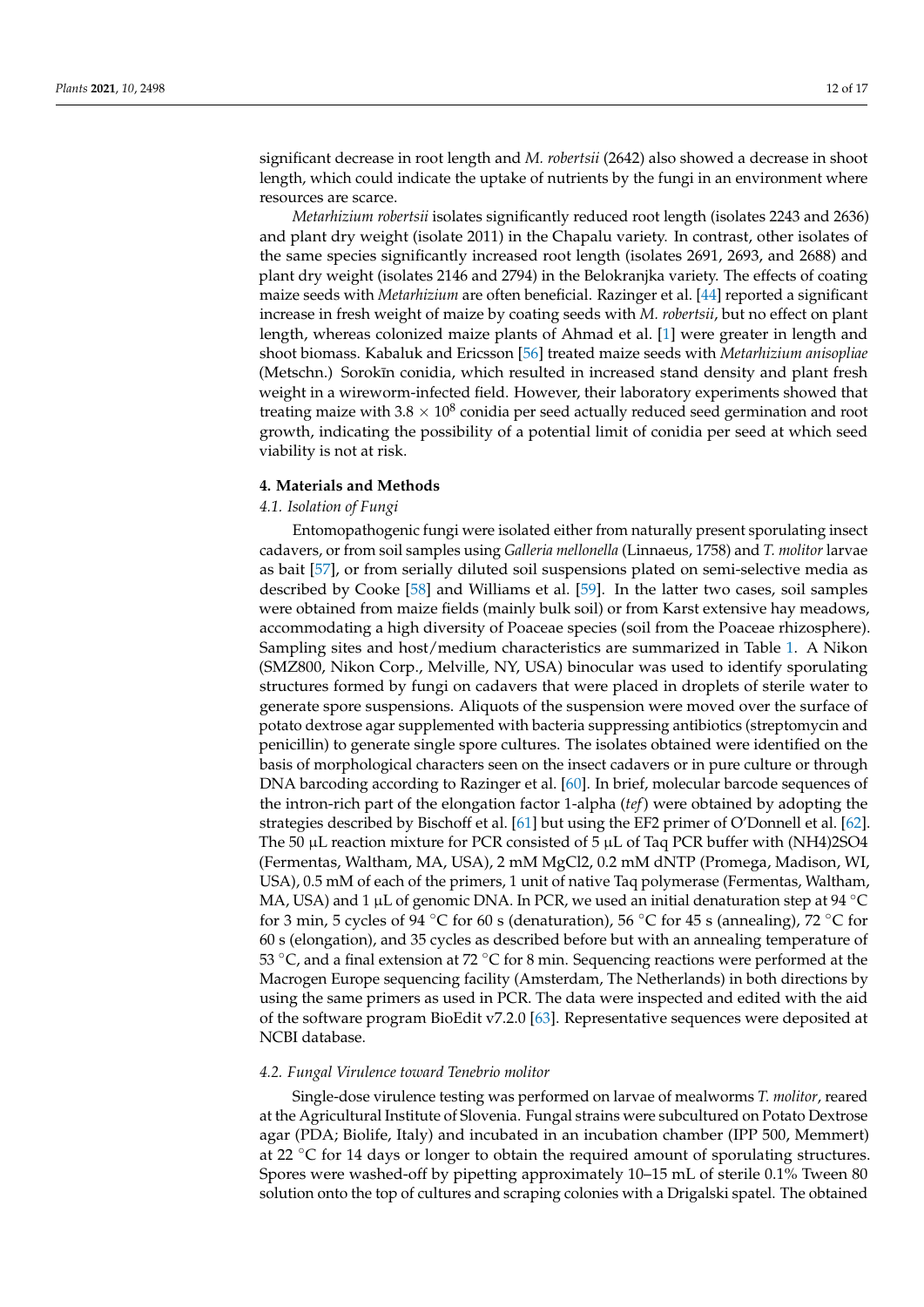significant decrease in root length and *M. robertsii* (2642) also showed a decrease in shoot length, which could indicate the uptake of nutrients by the fungi in an environment where resources are scarce.

*Metarhizium robertsii* isolates significantly reduced root length (isolates 2243 and 2636) and plant dry weight (isolate 2011) in the Chapalu variety. In contrast, other isolates of the same species significantly increased root length (isolates 2691, 2693, and 2688) and plant dry weight (isolates 2146 and 2794) in the Belokranjka variety. The effects of coating maize seeds with *Metarhizium* are often beneficial. Razinger et al. [44] reported a significant increase in fresh weight of maize by coating seeds with *M. robertsii*, but no effect on plant length, whereas colonized maize plants of Ahmad et al. [1] were greater in length and shoot biomass. Kabaluk and Ericsson [56] treated maize seeds with *Metarhizium anisopliae* (Metschn.) Sorokīn conidia, which resulted in increased stand density and plant fresh weight in a wireworm-infected field. However, their laboratory experiments showed that treating maize with $3.8 \times 10^8$ conidia per seed actually reduced seed germination and root growth, indicating the possibility of a potential limit of conidia per seed at which seed viability is not at risk.

## 4. Materials and Methods

### 4.1. Isolation of Fungi

Entomopathogenic fungi were isolated either from naturally present sporulating insect cadavers, or from soil samples using *Galleria mellonella* (Linnaeus, 1758) and *T. molitor* larvae as bait [57], or from serially diluted soil suspensions plated on semi-selective media as described by Cooke [58] and Williams et al. [59]. In the latter two cases, soil samples were obtained from maize fields (mainly bulk soil) or from Karst extensive hay meadows, accommodating a high diversity of Poaceae species (soil from the Poaceae rhizosphere). Sampling sites and host/medium characteristics are summarized in Table 1. A Nikon (SMZ800, Nikon Corp., Melville, NY, USA) binocular was used to identify sporulating structures formed by fungi on cadavers that were placed in droplets of sterile water to generate spore suspensions. Aliquots of the suspension were moved over the surface of potato dextrose agar supplemented with bacteria suppressing antibiotics (streptomycin and penicillin) to generate single spore cultures. The isolates obtained were identified on the basis of morphological characters seen on the insect cadavers or in pure culture or through DNA barcoding according to Razinger et al. [60]. In brief, molecular barcode sequences of the intron-rich part of the elongation factor 1-alpha (*tef*) were obtained by adopting the strategies described by Bischoff et al. [61] but using the EF2 primer of O'Donnell et al. [62]. The 50 µL reaction mixture for PCR consisted of 5 µL of Taq PCR buffer with $(NH_4)_2SO_4$ (Fermentas, Waltham, MA, USA), 2 mM $MgCl_2$, 0.2 mM dNTP (Promega, Madison, WI, USA), 0.5 mM of each of the primers, 1 unit of native Taq polymerase (Fermentas, Waltham, MA, USA) and 1 µL of genomic DNA. In PCR, we used an initial denaturation step at 94 °C for 3 min, 5 cycles of 94 °C for 60 s (denaturation), 56 °C for 45 s (annealing), 72 °C for 60 s (elongation), and 35 cycles as described before but with an annealing temperature of 53 °C, and a final extension at 72 °C for 8 min. Sequencing reactions were performed at the Macrogen Europe sequencing facility (Amsterdam, The Netherlands) in both directions by using the same primers as used in PCR. The data were inspected and edited with the aid of the software program BioEdit v7.2.0 [63]. Representative sequences were deposited at NCBI database.

### 4.2. Fungal Virulence toward Tenebrio molitor

Single-dose virulence testing was performed on larvae of mealworms *T. molitor*, reared at the Agricultural Institute of Slovenia. Fungal strains were subcultured on Potato Dextrose agar (PDA; Biolife, Italy) and incubated in an incubation chamber (IPP 500, Memmert) at 22 °C for 14 days or longer to obtain the required amount of sporulating structures. Spores were washed-off by pipetting approximately 10–15 mL of sterile 0.1% Tween 80 solution onto the top of cultures and scraping colonies with a Drigalski spatel. The obtained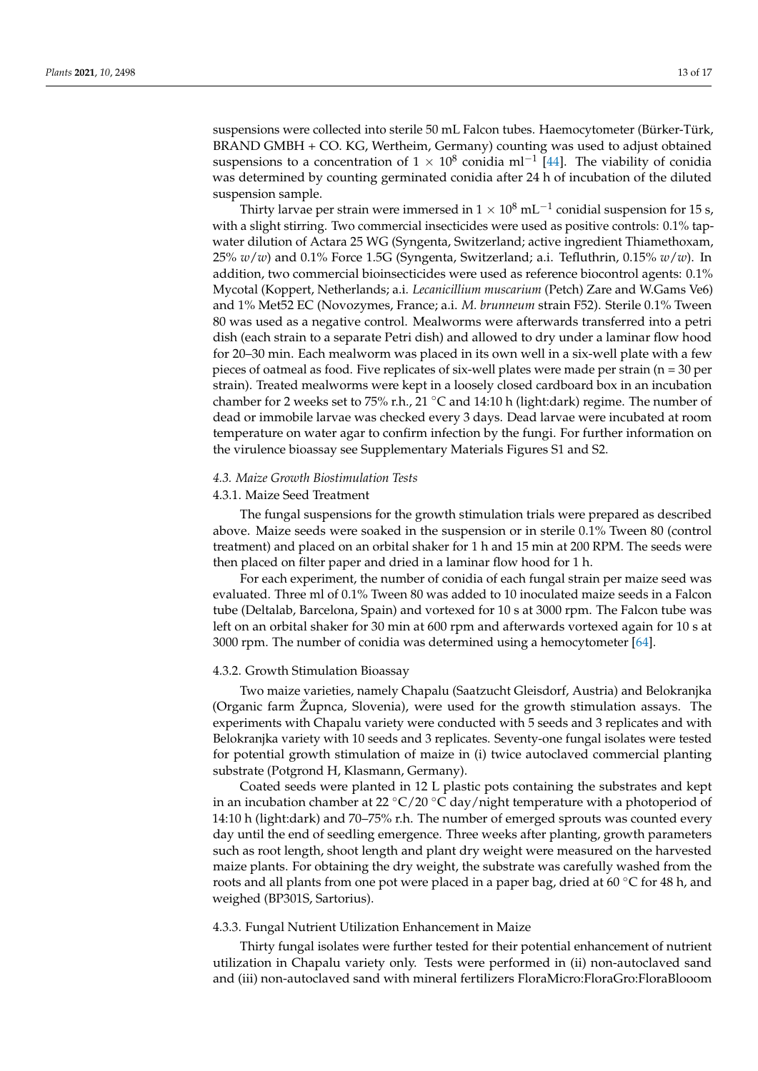suspensions were collected into sterile 50 mL Falcon tubes. Haemocytometer (Bürker-Türk, BRAND GMBH + CO. KG, Wertheim, Germany) counting was used to adjust obtained suspensions to a concentration of $1 \times 10^8$ conidia ml$^{-1}$ [44]. The viability of conidia was determined by counting germinated conidia after 24 h of incubation of the diluted suspension sample.

Thirty larvae per strain were immersed in $1 \times 10^8$ mL$^{-1}$ conidial suspension for 15 s, with a slight stirring. Two commercial insecticides were used as positive controls: 0.1% tap-water dilution of Actara 25 WG (Syngenta, Switzerland; active ingredient Thiamethoxam, 25% *w*/*w*) and 0.1% Force 1.5G (Syngenta, Switzerland; a.i. Tefluthrin, 0.15% *w*/*w*). In addition, two commercial bioinsecticides were used as reference biocontrol agents: 0.1% Mycotal (Koppert, Netherlands; a.i. *Lecanicillium muscarium* (Petch) Zare and W.Gams Ve6) and 1% Met52 EC (Novozymes, France; a.i. *M. brunneum* strain F52). Sterile 0.1% Tween 80 was used as a negative control. Mealworms were afterwards transferred into a petri dish (each strain to a separate Petri dish) and allowed to dry under a laminar flow hood for 20–30 min. Each mealworm was placed in its own well in a six-well plate with a few pieces of oatmeal as food. Five replicates of six-well plates were made per strain (n = 30 per strain). Treated mealworms were kept in a loosely closed cardboard box in an incubation chamber for 2 weeks set to 75% r.h., 21 °C and 14:10 h (light:dark) regime. The number of dead or immobile larvae was checked every 3 days. Dead larvae were incubated at room temperature on water agar to confirm infection by the fungi. For further information on the virulence bioassay see Supplementary Materials Figures S1 and S2.

### *4.3. Maize Growth Biostimulation Tests*

#### 4.3.1. Maize Seed Treatment

The fungal suspensions for the growth stimulation trials were prepared as described above. Maize seeds were soaked in the suspension or in sterile 0.1% Tween 80 (control treatment) and placed on an orbital shaker for 1 h and 15 min at 200 RPM. The seeds were then placed on filter paper and dried in a laminar flow hood for 1 h.

For each experiment, the number of conidia of each fungal strain per maize seed was evaluated. Three ml of 0.1% Tween 80 was added to 10 inoculated maize seeds in a Falcon tube (Deltalab, Barcelona, Spain) and vortexed for 10 s at 3000 rpm. The Falcon tube was left on an orbital shaker for 30 min at 600 rpm and afterwards vortexed again for 10 s at 3000 rpm. The number of conidia was determined using a hemocytometer [64].

#### 4.3.2. Growth Stimulation Bioassay

Two maize varieties, namely Chapalu (Saatzucht Gleisdorf, Austria) and Belokranjka (Organic farm Župnca, Slovenia), were used for the growth stimulation assays. The experiments with Chapalu variety were conducted with 5 seeds and 3 replicates and with Belokranjka variety with 10 seeds and 3 replicates. Seventy-one fungal isolates were tested for potential growth stimulation of maize in (i) twice autoclaved commercial planting substrate (Potgrond H, Klasmann, Germany).

Coated seeds were planted in 12 L plastic pots containing the substrates and kept in an incubation chamber at 22 °C/20 °C day/night temperature with a photoperiod of 14:10 h (light:dark) and 70–75% r.h. The number of emerged sprouts was counted every day until the end of seedling emergence. Three weeks after planting, growth parameters such as root length, shoot length and plant dry weight were measured on the harvested maize plants. For obtaining the dry weight, the substrate was carefully washed from the roots and all plants from one pot were placed in a paper bag, dried at 60 °C for 48 h, and weighed (BP301S, Sartorius).

#### 4.3.3. Fungal Nutrient Utilization Enhancement in Maize

Thirty fungal isolates were further tested for their potential enhancement of nutrient utilization in Chapalu variety only. Tests were performed in (ii) non-autoclaved sand and (iii) non-autoclaved sand with mineral fertilizers FloraMicro:FloraGro:FloraBlooom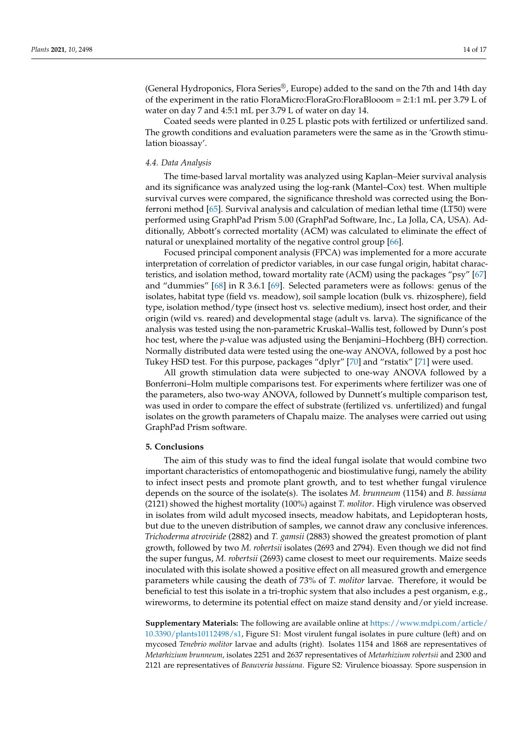(General Hydroponics, Flora Series®, Europe) added to the sand on the 7th and 14th day of the experiment in the ratio FloraMicro:FloraGro:FloraBlooom = 2:1:1 mL per 3.79 L of water on day 7 and 4:5:1 mL per 3.79 L of water on day 14.

Coated seeds were planted in 0.25 L plastic pots with fertilized or unfertilized sand. The growth conditions and evaluation parameters were the same as in the 'Growth stimulation bioassay'.

### 4.4. Data Analysis

The time-based larval mortality was analyzed using Kaplan–Meier survival analysis and its significance was analyzed using the log-rank (Mantel–Cox) test. When multiple survival curves were compared, the significance threshold was corrected using the Bonferroni method [65]. Survival analysis and calculation of median lethal time (LT50) were performed using GraphPad Prism 5.00 (GraphPad Software, Inc., La Jolla, CA, USA). Additionally, Abbott's corrected mortality (ACM) was calculated to eliminate the effect of natural or unexplained mortality of the negative control group [66].

Focused principal component analysis (FPCA) was implemented for a more accurate interpretation of correlation of predictor variables, in our case fungal origin, habitat characteristics, and isolation method, toward mortality rate (ACM) using the packages "psy" [67] and "dummies" [68] in R 3.6.1 [69]. Selected parameters were as follows: genus of the isolates, habitat type (field vs. meadow), soil sample location (bulk vs. rhizosphere), field type, isolation method/type (insect host vs. selective medium), insect host order, and their origin (wild vs. reared) and developmental stage (adult vs. larva). The significance of the analysis was tested using the non-parametric Kruskal–Wallis test, followed by Dunn's post hoc test, where the *p*-value was adjusted using the Benjamini–Hochberg (BH) correction. Normally distributed data were tested using the one-way ANOVA, followed by a post hoc Tukey HSD test. For this purpose, packages "dplyr" [70] and "rstatix" [71] were used.

All growth stimulation data were subjected to one-way ANOVA followed by a Bonferroni–Holm multiple comparisons test. For experiments where fertilizer was one of the parameters, also two-way ANOVA, followed by Dunnett's multiple comparison test, was used in order to compare the effect of substrate (fertilized vs. unfertilized) and fungal isolates on the growth parameters of Chapalu maize. The analyses were carried out using GraphPad Prism software.

## 5. Conclusions

The aim of this study was to find the ideal fungal isolate that would combine two important characteristics of entomopathogenic and biostimulative fungi, namely the ability to infect insect pests and promote plant growth, and to test whether fungal virulence depends on the source of the isolate(s). The isolates *M. brunneum* (1154) and *B. bassiana* (2121) showed the highest mortality (100%) against *T. molitor*. High virulence was observed in isolates from wild adult mycosed insects, meadow habitats, and Lepidopteran hosts, but due to the uneven distribution of samples, we cannot draw any conclusive inferences. *Trichoderma atroviride* (2882) and *T. gamsii* (2883) showed the greatest promotion of plant growth, followed by two *M. robertsii* isolates (2693 and 2794). Even though we did not find the super fungus, *M. robertsii* (2693) came closest to meet our requirements. Maize seeds inoculated with this isolate showed a positive effect on all measured growth and emergence parameters while causing the death of 73% of *T. molitor* larvae. Therefore, it would be beneficial to test this isolate in a tri-trophic system that also includes a pest organism, e.g., wireworms, to determine its potential effect on maize stand density and/or yield increase.

**Supplementary Materials:** The following are available online at https://www.mdpi.com/article/10.3390/plants10112498/s1, Figure S1: Most virulent fungal isolates in pure culture (left) and on mycosed *Tenebrio molitor* larvae and adults (right). Isolates 1154 and 1868 are representatives of *Metarhizium brunneum*, isolates 2251 and 2637 representatives of *Metarhizium robertsii* and 2300 and 2121 are representatives of *Beauveria bassiana.* Figure S2: Virulence bioassay. Spore suspension in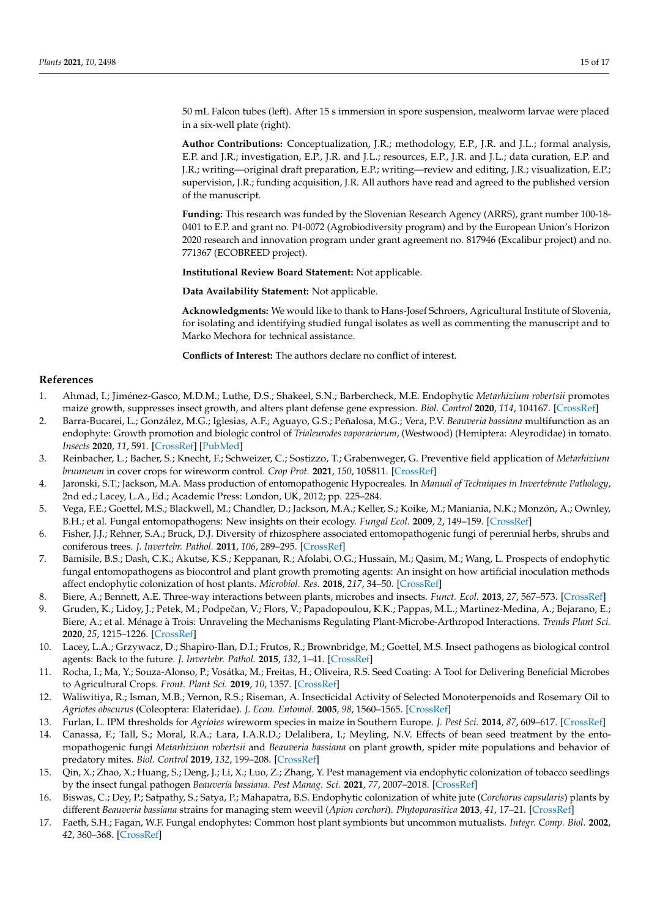50 mL Falcon tubes (left). After 15 s immersion in spore suspension, mealworm larvae were placed in a six-well plate (right).

**Author Contributions:** Conceptualization, J.R.; methodology, E.P., J.R. and J.L.; formal analysis, E.P. and J.R.; investigation, E.P., J.R. and J.L.; resources, E.P., J.R. and J.L.; data curation, E.P. and J.R.; writing—original draft preparation, E.P.; writing—review and editing, J.R.; visualization, E.P.; supervision, J.R.; funding acquisition, J.R. All authors have read and agreed to the published version of the manuscript.

**Funding:** This research was funded by the Slovenian Research Agency (ARRS), grant number 100-18-0401 to E.P. and grant no. P4-0072 (Agrobiodiversity program) and by the European Union's Horizon 2020 research and innovation program under grant agreement no. 817946 (Excalibur project) and no. 771367 (ECOBREED project).

**Institutional Review Board Statement:** Not applicable.

**Data Availability Statement:** Not applicable.

**Acknowledgments:** We would like to thank to Hans-Josef Schroers, Agricultural Institute of Slovenia, for isolating and identifying studied fungal isolates as well as commenting the manuscript and to Marko Mechora for technical assistance.

**Conflicts of Interest:** The authors declare no conflict of interest.

## References

1. Ahmad, I.; Jiménez-Gasco, M.D.M.; Luthe, D.S.; Shakeel, S.N.; Barbercheck, M.E. Endophytic *Metarhizium robertsii* promotes maize growth, suppresses insect growth, and alters plant defense gene expression. *Biol. Control* **2020**, *114*, 104167. [CrossRef]
2. Barra-Bucarei, L.; González, M.G.; Iglesias, A.F.; Aguayo, G.S.; Peñalosa, M.G.; Vera, P.V. *Beauveria bassiana* multifunction as an endophyte: Growth promotion and biologic control of *Trialeurodes vaporariorum*, (Westwood) (Hemiptera: Aleyrodidae) in tomato. *Insects* **2020**, *11*, 591. [CrossRef] [PubMed]
3. Reinbacher, L.; Bacher, S.; Knecht, F.; Schweizer, C.; Sostizzo, T.; Grabenweger, G. Preventive field application of *Metarhizium brunneum* in cover crops for wireworm control. *Crop Prot.* **2021**, *150*, 105811. [CrossRef]
4. Jaronski, S.T.; Jackson, M.A. Mass production of entomopathogenic Hypocreales. In *Manual of Techniques in Invertebrate Pathology*, 2nd ed.; Lacey, L.A., Ed.; Academic Press: London, UK, 2012; pp. 225–284.
5. Vega, F.E.; Goettel, M.S.; Blackwell, M.; Chandler, D.; Jackson, M.A.; Keller, S.; Koike, M.; Maniania, N.K.; Monzón, A.; Ownley, B.H.; et al. Fungal entomopathogens: New insights on their ecology. *Fungal Ecol.* **2009**, *2*, 149–159. [CrossRef]
6. Fisher, J.J.; Rehner, S.A.; Bruck, D.J. Diversity of rhizosphere associated entomopathogenic fungi of perennial herbs, shrubs and coniferous trees. *J. Invertebr. Pathol.* **2011**, *106*, 289–295. [CrossRef]
7. Bamisile, B.S.; Dash, C.K.; Akutse, K.S.; Keppanan, R.; Afolabi, O.G.; Hussain, M.; Qasim, M.; Wang, L. Prospects of endophytic fungal entomopathogens as biocontrol and plant growth promoting agents: An insight on how artificial inoculation methods affect endophytic colonization of host plants. *Microbiol. Res.* **2018**, *217*, 34–50. [CrossRef]
8. Biere, A.; Bennett, A.E. Three-way interactions between plants, microbes and insects. *Funct. Ecol.* **2013**, *27*, 567–573. [CrossRef]
9. Gruden, K.; Lidoy, J.; Petek, M.; Podpečan, V.; Flors, V.; Papadopoulou, K.K.; Pappas, M.L.; Martinez-Medina, A.; Bejarano, E.; Biere, A.; et al. Ménage à Trois: Unraveling the Mechanisms Regulating Plant-Microbe-Arthropod Interactions. *Trends Plant Sci.* **2020**, *25*, 1215–1226. [CrossRef]
10. Lacey, L.A.; Grzywacz, D.; Shapiro-Ilan, D.I.; Frutos, R.; Brownbridge, M.; Goettel, M.S. Insect pathogens as biological control agents: Back to the future. *J. Invertebr. Pathol.* **2015**, *132*, 1–41. [CrossRef]
11. Rocha, I.; Ma, Y.; Souza-Alonso, P.; Vosátka, M.; Freitas, H.; Oliveira, R.S. Seed Coating: A Tool for Delivering Beneficial Microbes to Agricultural Crops. *Front. Plant Sci.* **2019**, *10*, 1357. [CrossRef]
12. Waliwitiya, R.; Isman, M.B.; Vernon, R.S.; Riseman, A. Insecticidal Activity of Selected Monoterpenoids and Rosemary Oil to *Agriotes obscurus* (Coleoptera: Elateridae). *J. Econ. Entomol.* **2005**, *98*, 1560–1565. [CrossRef]
13. Furlan, L. IPM thresholds for *Agriotes* wireworm species in maize in Southern Europe. *J. Pest Sci.* **2014**, *87*, 609–617. [CrossRef]
14. Canassa, F.; Tall, S.; Moral, R.A.; Lara, I.A.R.D.; Delalibera, I.; Meyling, N.V. Effects of bean seed treatment by the entomopathogenic fungi *Metarhizium robertsii* and *Beauveria bassiana* on plant growth, spider mite populations and behavior of predatory mites. *Biol. Control* **2019**, *132*, 199–208. [CrossRef]
15. Qin, X.; Zhao, X.; Huang, S.; Deng, J.; Li, X.; Luo, Z.; Zhang, Y. Pest management via endophytic colonization of tobacco seedlings by the insect fungal pathogen *Beauveria bassiana*. *Pest Manag. Sci.* **2021**, *77*, 2007–2018. [CrossRef]
16. Biswas, C.; Dey, P.; Satpathy, S.; Satya, P.; Mahapatra, B.S. Endophytic colonization of white jute (*Corchorus capsularis*) plants by different *Beauveria bassiana* strains for managing stem weevil (*Apion corchori*). *Phytoparasitica* **2013**, *41*, 17–21. [CrossRef]
17. Faeth, S.H.; Fagan, W.F. Fungal endophytes: Common host plant symbionts but uncommon mutualists. *Integr. Comp. Biol.* **2002**, *42*, 360–368. [CrossRef]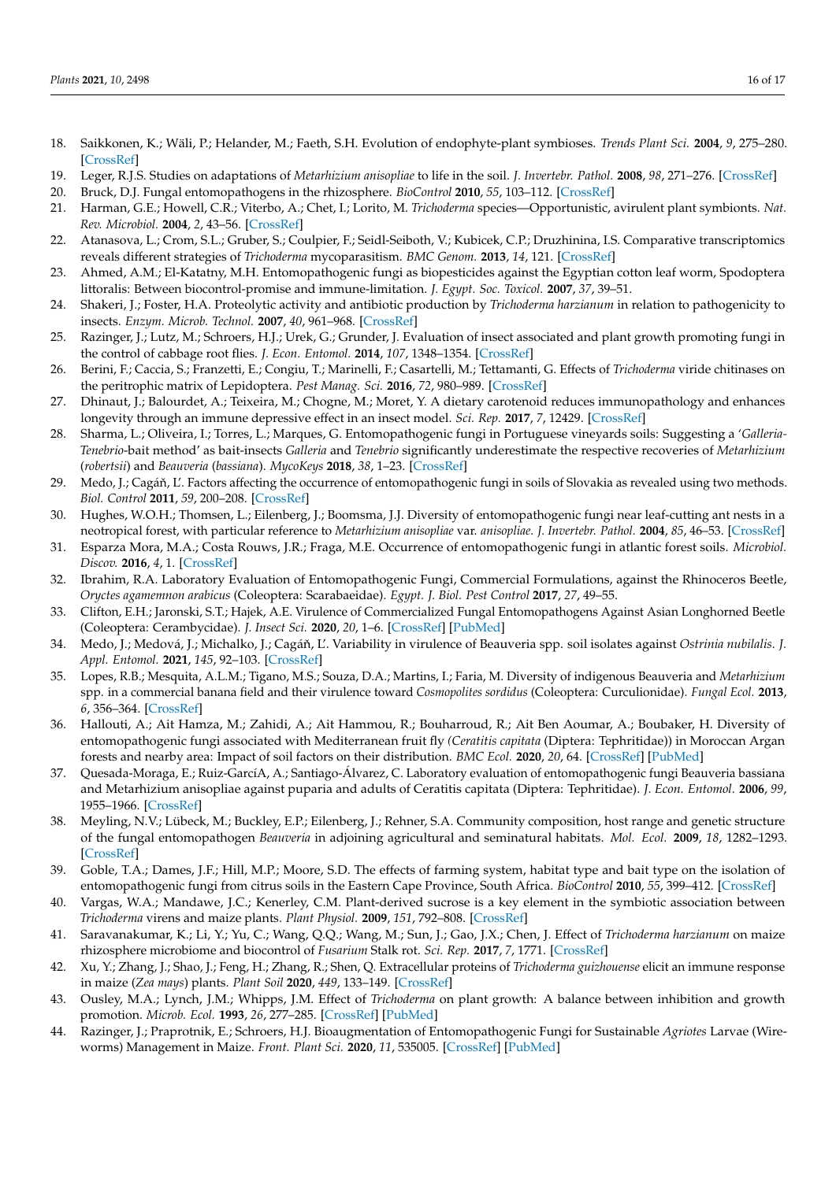18. Saikkonen, K.; Wäli, P.; Helander, M.; Faeth, S.H. Evolution of endophyte-plant symbioses. *Trends Plant Sci.* **2004**, *9*, 275–280. [CrossRef]
19. Leger, R.J.S. Studies on adaptations of *Metarhizium anisopliae* to life in the soil. *J. Invertebr. Pathol.* **2008**, *98*, 271–276. [CrossRef]
20. Bruck, D.J. Fungal entomopathogens in the rhizosphere. *BioControl* **2010**, *55*, 103–112. [CrossRef]
21. Harman, G.E.; Howell, C.R.; Viterbo, A.; Chet, I.; Lorito, M. *Trichoderma* species—Opportunistic, avirulent plant symbionts. *Nat. Rev. Microbiol.* **2004**, *2*, 43–56. [CrossRef]
22. Atanasova, L.; Crom, S.L.; Gruber, S.; Coulpier, F.; Seidl-Seiboth, V.; Kubicek, C.P.; Druzhinina, I.S. Comparative transcriptomics reveals different strategies of *Trichoderma* mycoparasitism. *BMC Genom.* **2013**, *14*, 121. [CrossRef]
23. Ahmed, A.M.; El-Katatny, M.H. Entomopathogenic fungi as biopesticides against the Egyptian cotton leaf worm, Spodoptera littoralis: Between biocontrol-promise and immune-limitation. *J. Egypt. Soc. Toxicol.* **2007**, *37*, 39–51.
24. Shakeri, J.; Foster, H.A. Proteolytic activity and antibiotic production by *Trichoderma harzianum* in relation to pathogenicity to insects. *Enzym. Microb. Technol.* **2007**, *40*, 961–968. [CrossRef]
25. Razinger, J.; Lutz, M.; Schroers, H.J.; Urek, G.; Grunder, J. Evaluation of insect associated and plant growth promoting fungi in the control of cabbage root flies. *J. Econ. Entomol.* **2014**, *107*, 1348–1354. [CrossRef]
26. Berini, F.; Caccia, S.; Franzetti, E.; Congiu, T.; Marinelli, F.; Casartelli, M.; Tettamanti, G. Effects of *Trichoderma* viride chitinases on the peritrophic matrix of Lepidoptera. *Pest Manag. Sci.* **2016**, *72*, 980–989. [CrossRef]
27. Dhinaut, J.; Balourdet, A.; Teixeira, M.; Chogne, M.; Moret, Y. A dietary carotenoid reduces immunopathology and enhances longevity through an immune depressive effect in an insect model. *Sci. Rep.* **2017**, *7*, 12429. [CrossRef]
28. Sharma, L.; Oliveira, I.; Torres, L.; Marques, G. Entomopathogenic fungi in Portuguese vineyards soils: Suggesting a '*Galleria-Tenebrio*-bait method' as bait-insects *Galleria* and *Tenebrio* significantly underestimate the respective recoveries of *Metarhizium* (*robertsii*) and *Beauveria* (*bassiana*). *MycoKeys* **2018**, *38*, 1–23. [CrossRef]
29. Medo, J.; Cagáň, L'. Factors affecting the occurrence of entomopathogenic fungi in soils of Slovakia as revealed using two methods. *Biol. Control* **2011**, *59*, 200–208. [CrossRef]
30. Hughes, W.O.H.; Thomsen, L.; Eilenberg, J.; Boomsma, J.J. Diversity of entomopathogenic fungi near leaf-cutting ant nests in a neotropical forest, with particular reference to *Metarhizium anisopliae* var. *anisopliae*. *J. Invertebr. Pathol.* **2004**, *85*, 46–53. [CrossRef]
31. Esparza Mora, M.A.; Costa Rouws, J.R.; Fraga, M.E. Occurrence of entomopathogenic fungi in atlantic forest soils. *Microbiol. Discov.* **2016**, *4*, 1. [CrossRef]
32. Ibrahim, R.A. Laboratory Evaluation of Entomopathogenic Fungi, Commercial Formulations, against the Rhinoceros Beetle, *Oryctes agamemnon arabicus* (Coleoptera: Scarabaeidae). *Egypt. J. Biol. Pest Control* **2017**, *27*, 49–55.
33. Clifton, E.H.; Jaronski, S.T.; Hajek, A.E. Virulence of Commercialized Fungal Entomopathogens Against Asian Longhorned Beetle (Coleoptera: Cerambycidae). *J. Insect Sci.* **2020**, *20*, 1–6. [CrossRef] [PubMed]
34. Medo, J.; Medová, J.; Michalko, J.; Cagáň, L'. Variability in virulence of Beauveria spp. soil isolates against *Ostrinia nubilalis*. *J. Appl. Entomol.* **2021**, *145*, 92–103. [CrossRef]
35. Lopes, R.B.; Mesquita, A.L.M.; Tigano, M.S.; Souza, D.A.; Martins, I.; Faria, M. Diversity of indigenous Beauveria and *Metarhizium* spp. in a commercial banana field and their virulence toward *Cosmopolites sordidus* (Coleoptera: Curculionidae). *Fungal Ecol.* **2013**, *6*, 356–364. [CrossRef]
36. Hallouti, A.; Ait Hamza, M.; Zahidi, A.; Ait Hammou, R.; Bouharroud, R.; Ait Ben Aoumar, A.; Boubaker, H. Diversity of entomopathogenic fungi associated with Mediterranean fruit fly *(Ceratitis capitata* (Diptera: Tephritidae)) in Moroccan Argan forests and nearby area: Impact of soil factors on their distribution. *BMC Ecol.* **2020**, *20*, 64. [CrossRef] [PubMed]
37. Quesada-Moraga, E.; Ruiz-GarcíA, A.; Santiago-Álvarez, C. Laboratory evaluation of entomopathogenic fungi Beauveria bassiana and Metarhizium anisopliae against puparia and adults of Ceratitis capitata (Diptera: Tephritidae). *J. Econ. Entomol.* **2006**, *99*, 1955–1966. [CrossRef]
38. Meyling, N.V.; Lübeck, M.; Buckley, E.P.; Eilenberg, J.; Rehner, S.A. Community composition, host range and genetic structure of the fungal entomopathogen *Beauveria* in adjoining agricultural and seminatural habitats. *Mol. Ecol.* **2009**, *18*, 1282–1293. [CrossRef]
39. Goble, T.A.; Dames, J.F.; Hill, M.P.; Moore, S.D. The effects of farming system, habitat type and bait type on the isolation of entomopathogenic fungi from citrus soils in the Eastern Cape Province, South Africa. *BioControl* **2010**, *55*, 399–412. [CrossRef]
40. Vargas, W.A.; Mandawe, J.C.; Kenerley, C.M. Plant-derived sucrose is a key element in the symbiotic association between *Trichoderma* virens and maize plants. *Plant Physiol.* **2009**, *151*, 792–808. [CrossRef]
41. Saravanakumar, K.; Li, Y.; Yu, C.; Wang, Q.Q.; Wang, M.; Sun, J.; Gao, J.X.; Chen, J. Effect of *Trichoderma harzianum* on maize rhizosphere microbiome and biocontrol of *Fusarium* Stalk rot. *Sci. Rep.* **2017**, *7*, 1771. [CrossRef]
42. Xu, Y.; Zhang, J.; Shao, J.; Feng, H.; Zhang, R.; Shen, Q. Extracellular proteins of *Trichoderma guizhouense* elicit an immune response in maize (*Zea mays*) plants. *Plant Soil* **2020**, *449*, 133–149. [CrossRef]
43. Ousley, M.A.; Lynch, J.M.; Whipps, J.M. Effect of *Trichoderma* on plant growth: A balance between inhibition and growth promotion. *Microb. Ecol.* **1993**, *26*, 277–285. [CrossRef] [PubMed]
44. Razinger, J.; Praprotnik, E.; Schroers, H.J. Bioaugmentation of Entomopathogenic Fungi for Sustainable *Agriotes* Larvae (Wireworms) Management in Maize. *Front. Plant Sci.* **2020**, *11*, 535005. [CrossRef] [PubMed]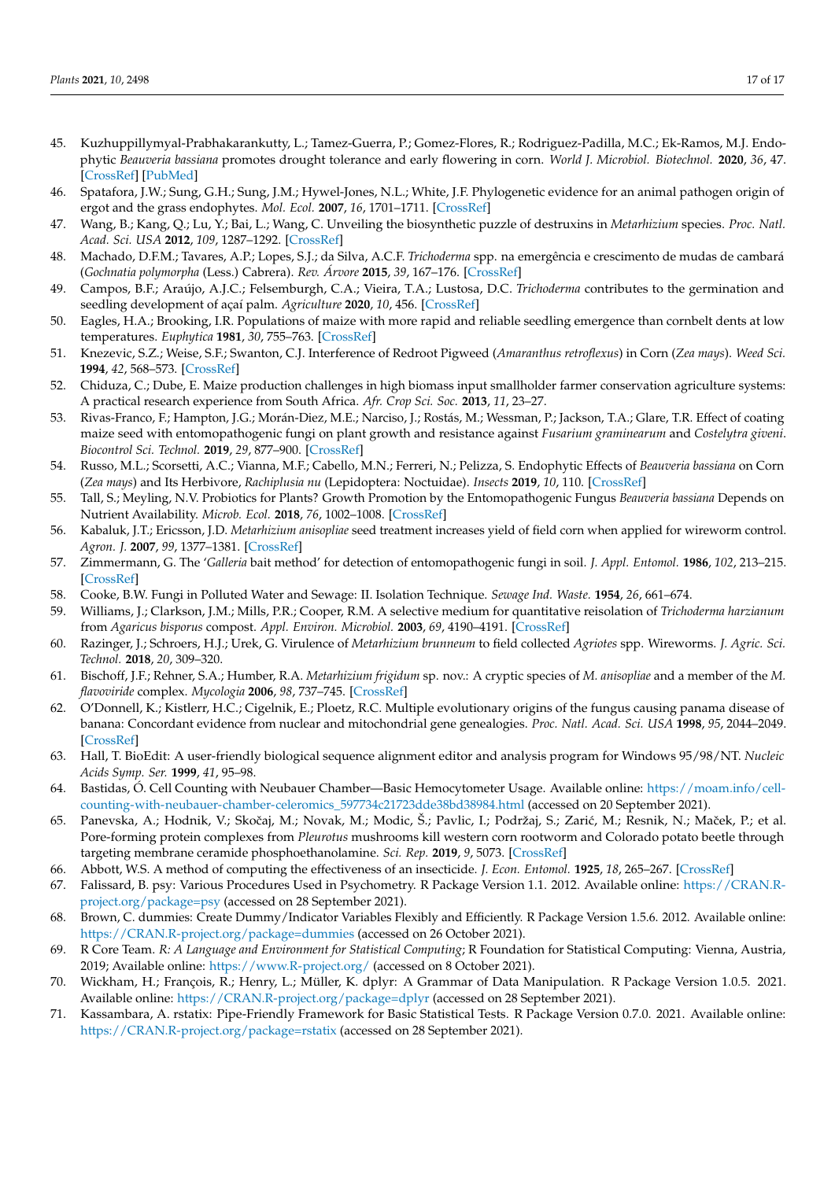45. Kuzhuppillymyal-Prabhakarankutty, L.; Tamez-Guerra, P.; Gomez-Flores, R.; Rodriguez-Padilla, M.C.; Ek-Ramos, M.J. Endophytic *Beauveria bassiana* promotes drought tolerance and early flowering in corn. *World J. Microbiol. Biotechnol.* **2020**, *36*, 47. [CrossRef] [PubMed]
46. Spatafora, J.W.; Sung, G.H.; Sung, J.M.; Hywel-Jones, N.L.; White, J.F. Phylogenetic evidence for an animal pathogen origin of ergot and the grass endophytes. *Mol. Ecol.* **2007**, *16*, 1701–1711. [CrossRef]
47. Wang, B.; Kang, Q.; Lu, Y.; Bai, L.; Wang, C. Unveiling the biosynthetic puzzle of destruxins in *Metarhizium* species. *Proc. Natl. Acad. Sci. USA* **2012**, *109*, 1287–1292. [CrossRef]
48. Machado, D.F.M.; Tavares, A.P.; Lopes, S.J.; da Silva, A.C.F. *Trichoderma* spp. na emergência e crescimento de mudas de cambará (*Gochnatia polymorpha* (Less.) Cabrera). *Rev. Árvore* **2015**, *39*, 167–176. [CrossRef]
49. Campos, B.F.; Araújo, A.J.C.; Felsemburgh, C.A.; Vieira, T.A.; Lustosa, D.C. *Trichoderma* contributes to the germination and seedling development of açaí palm. *Agriculture* **2020**, *10*, 456. [CrossRef]
50. Eagles, H.A.; Brooking, I.R. Populations of maize with more rapid and reliable seedling emergence than cornbelt dents at low temperatures. *Euphytica* **1981**, *30*, 755–763. [CrossRef]
51. Knezevic, S.Z.; Weise, S.F.; Swanton, C.J. Interference of Redroot Pigweed (*Amaranthus retroflexus*) in Corn (*Zea mays*). *Weed Sci.* **1994**, *42*, 568–573. [CrossRef]
52. Chiduza, C.; Dube, E. Maize production challenges in high biomass input smallholder farmer conservation agriculture systems: A practical research experience from South Africa. *Afr. Crop Sci. Soc.* **2013**, *11*, 23–27.
53. Rivas-Franco, F.; Hampton, J.G.; Morán-Diez, M.E.; Narciso, J.; Rostás, M.; Wessman, P.; Jackson, T.A.; Glare, T.R. Effect of coating maize seed with entomopathogenic fungi on plant growth and resistance against *Fusarium graminearum* and *Costelytra giveni*. *Biocontrol Sci. Technol.* **2019**, *29*, 877–900. [CrossRef]
54. Russo, M.L.; Scorsetti, A.C.; Vianna, M.F.; Cabello, M.N.; Ferreri, N.; Pelizza, S. Endophytic Effects of *Beauveria bassiana* on Corn (*Zea mays*) and Its Herbivore, *Rachiplusia nu* (Lepidoptera: Noctuidae). *Insects* **2019**, *10*, 110. [CrossRef]
55. Tall, S.; Meyling, N.V. Probiotics for Plants? Growth Promotion by the Entomopathogenic Fungus *Beauveria bassiana* Depends on Nutrient Availability. *Microb. Ecol.* **2018**, *76*, 1002–1008. [CrossRef]
56. Kabaluk, J.T.; Ericsson, J.D. *Metarhizium anisopliae* seed treatment increases yield of field corn when applied for wireworm control. *Agron. J.* **2007**, *99*, 1377–1381. [CrossRef]
57. Zimmermann, G. The '*Galleria* bait method' for detection of entomopathogenic fungi in soil. *J. Appl. Entomol.* **1986**, *102*, 213–215. [CrossRef]
58. Cooke, B.W. Fungi in Polluted Water and Sewage: II. Isolation Technique. *Sewage Ind. Waste.* **1954**, *26*, 661–674.
59. Williams, J.; Clarkson, J.M.; Mills, P.R.; Cooper, R.M. A selective medium for quantitative reisolation of *Trichoderma harzianum* from *Agaricus bisporus* compost. *Appl. Environ. Microbiol.* **2003**, *69*, 4190–4191. [CrossRef]
60. Razinger, J.; Schroers, H.J.; Urek, G. Virulence of *Metarhizium brunneum* to field collected *Agriotes* spp. Wireworms. *J. Agric. Sci. Technol.* **2018**, *20*, 309–320.
61. Bischoff, J.F.; Rehner, S.A.; Humber, R.A. *Metarhizium frigidum* sp. nov.: A cryptic species of *M. anisopliae* and a member of the *M. flavoviride* complex. *Mycologia* **2006**, *98*, 737–745. [CrossRef]
62. O'Donnell, K.; Kistler, H.C.; Cigelnik, E.; Ploetz, R.C. Multiple evolutionary origins of the fungus causing panama disease of banana: Concordant evidence from nuclear and mitochondrial gene genealogies. *Proc. Natl. Acad. Sci. USA* **1998**, *95*, 2044–2049. [CrossRef]
63. Hall, T. BioEdit: A user-friendly biological sequence alignment editor and analysis program for Windows 95/98/NT. *Nucleic Acids Symp. Ser.* **1999**, *41*, 95–98.
64. Bastidas, Ó. Cell Counting with Neubauer Chamber—Basic Hemocytometer Usage. Available online: https://moam.info/cell-counting-with-neubauer-chamber-celeromics_597734c21723dde38bd38984.html (accessed on 20 September 2021).
65. Panevska, A.; Hodnik, V.; Skočaj, M.; Novak, M.; Modic, Š.; Pavlic, I.; Podržaj, S.; Zarić, M.; Resnik, N.; Maček, P.; et al. Pore-forming protein complexes from *Pleurotus* mushrooms kill western corn rootworm and Colorado potato beetle through targeting membrane ceramide phosphoethanolamine. *Sci. Rep.* **2019**, *9*, 5073. [CrossRef]
66. Abbott, W.S. A method of computing the effectiveness of an insecticide. *J. Econ. Entomol.* **1925**, *18*, 265–267. [CrossRef]
67. Falissard, B. psy: Various Procedures Used in Psychometry. R Package Version 1.1. 2012. Available online: https://CRAN.R-project.org/package=psy (accessed on 28 September 2021).
68. Brown, C. dummies: Create Dummy/Indicator Variables Flexibly and Efficiently. R Package Version 1.5.6. 2012. Available online: https://CRAN.R-project.org/package=dummies (accessed on 26 October 2021).
69. R Core Team. *R: A Language and Environment for Statistical Computing*; R Foundation for Statistical Computing: Vienna, Austria, 2019; Available online: https://www.R-project.org/ (accessed on 8 October 2021).
70. Wickham, H.; François, R.; Henry, L.; Müller, K. dplyr: A Grammar of Data Manipulation. R Package Version 1.0.5. 2021. Available online: https://CRAN.R-project.org/package=dplyr (accessed on 28 September 2021).
71. Kassambara, A. rstatix: Pipe-Friendly Framework for Basic Statistical Tests. R Package Version 0.7.0. 2021. Available online: https://CRAN.R-project.org/package=rstatix (accessed on 28 September 2021).